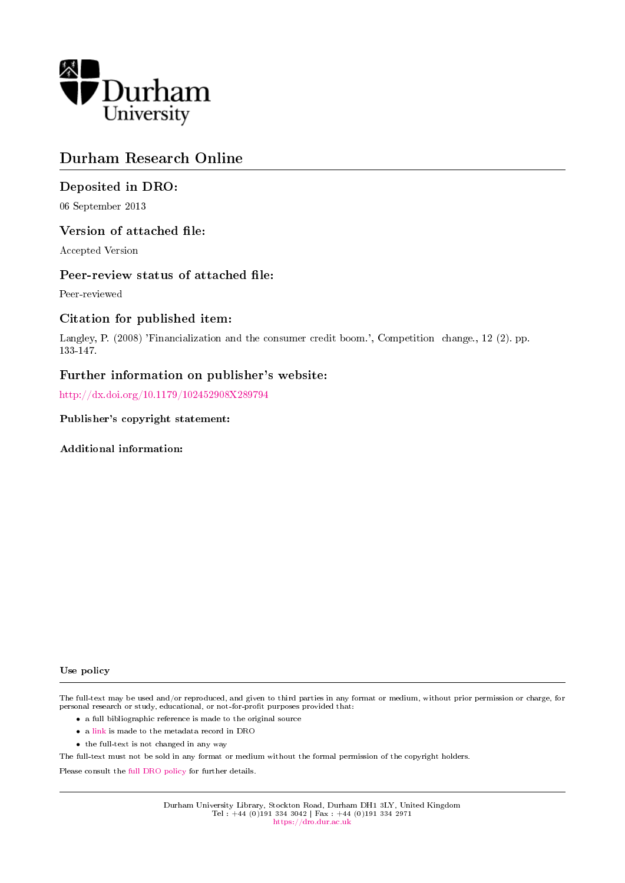Durham University

# Durham Research Online

## Deposited in DRO:

06 September 2013

## Version of attached file:

Accepted Version

## Peer-review status of attached file:

Peer-reviewed

## Citation for published item:

Langley, P. (2008) 'Financialization and the consumer credit boom.', Competition change., 12 (2). pp. 133-147.

## Further information on publisher's website:

http://dx.doi.org/10.1179/102452908X289794

### Publisher's copyright statement:

### Additional information:

### Use policy

The full-text may be used and/or reproduced, and given to third parties in any format or medium, without prior permission or charge, for personal research or study, educational, or not-for-profit purposes provided that:

- a full bibliographic reference is made to the original source
- a link is made to the metadata record in DRO
- the full-text is not changed in any way

The full-text must not be sold in any format or medium without the formal permission of the copyright holders.

Please consult the full DRO policy for further details.

Durham University Library, Stockton Road, Durham DH1 3LY, United Kingdom
Tel : +44 (0)191 334 3042 | Fax : +44 (0)191 334 2971
https://dro.dur.ac.uk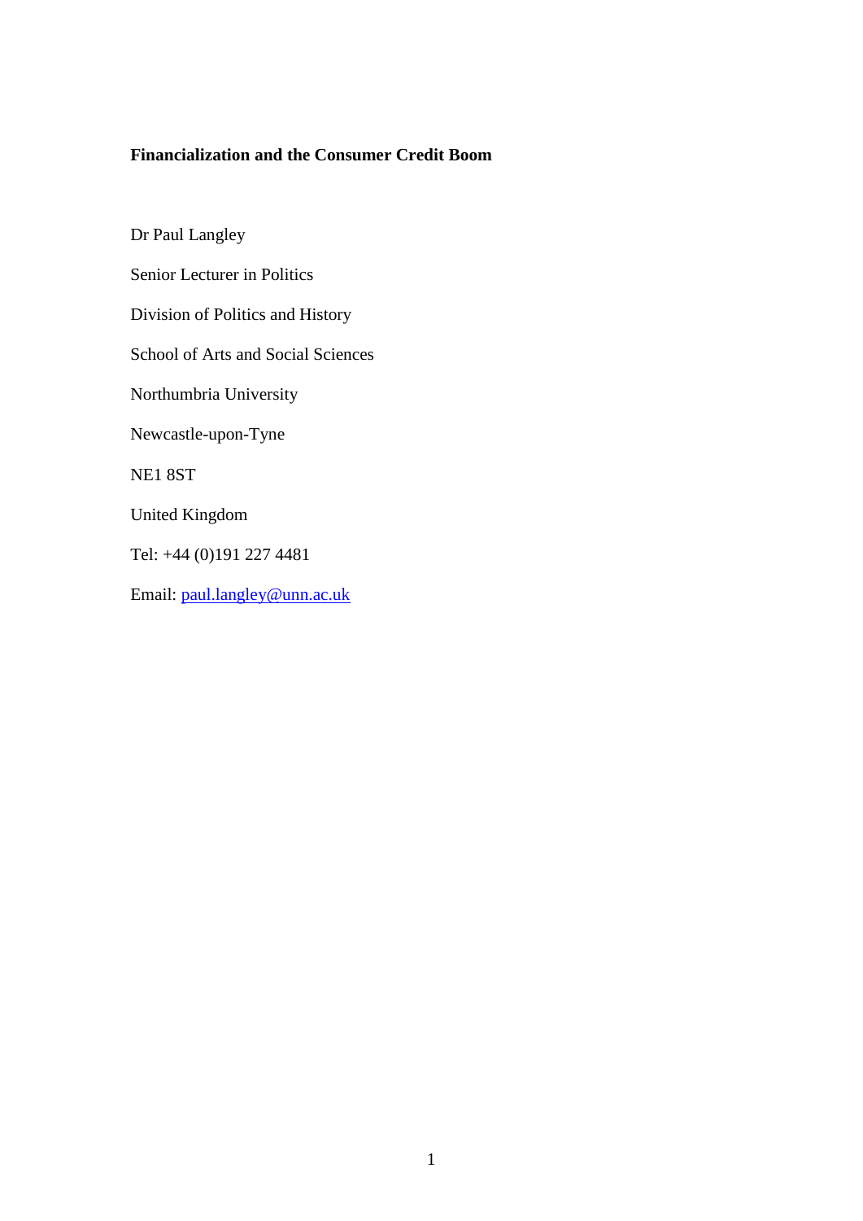**Financialization and the Consumer Credit Boom**

Dr Paul Langley

Senior Lecturer in Politics

Division of Politics and History

School of Arts and Social Sciences

Northumbria University

Newcastle-upon-Tyne

NE1 8ST

United Kingdom

Tel: +44 (0)191 227 4481

Email: paul.langley@unn.ac.uk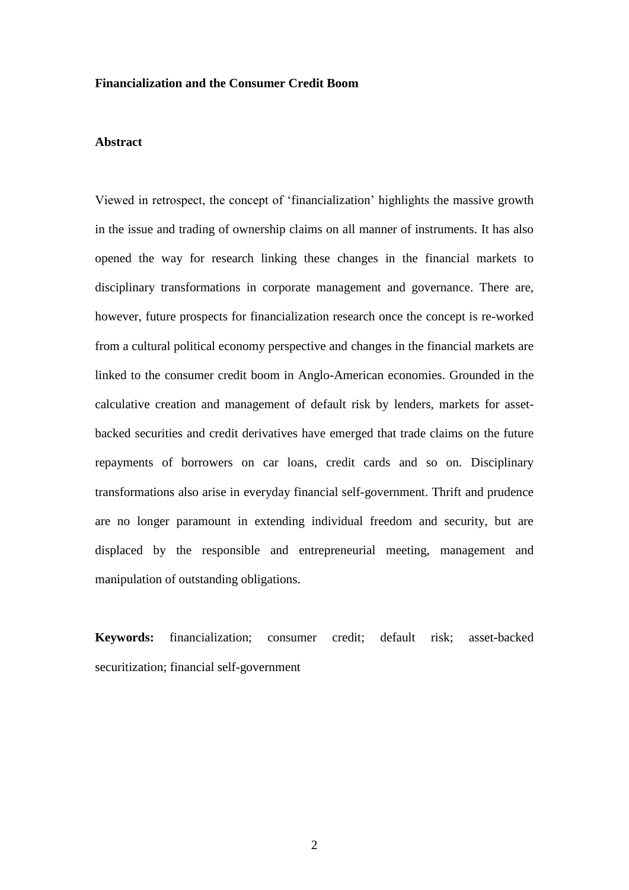# Financialization and the Consumer Credit Boom

## Abstract

Viewed in retrospect, the concept of 'financialization' highlights the massive growth in the issue and trading of ownership claims on all manner of instruments. It has also opened the way for research linking these changes in the financial markets to disciplinary transformations in corporate management and governance. There are, however, future prospects for financialization research once the concept is re-worked from a cultural political economy perspective and changes in the financial markets are linked to the consumer credit boom in Anglo-American economies. Grounded in the calculative creation and management of default risk by lenders, markets for asset-backed securities and credit derivatives have emerged that trade claims on the future repayments of borrowers on car loans, credit cards and so on. Disciplinary transformations also arise in everyday financial self-government. Thrift and prudence are no longer paramount in extending individual freedom and security, but are displaced by the responsible and entrepreneurial meeting, management and manipulation of outstanding obligations.

**Keywords:** financialization; consumer credit; default risk; asset-backed securitization; financial self-government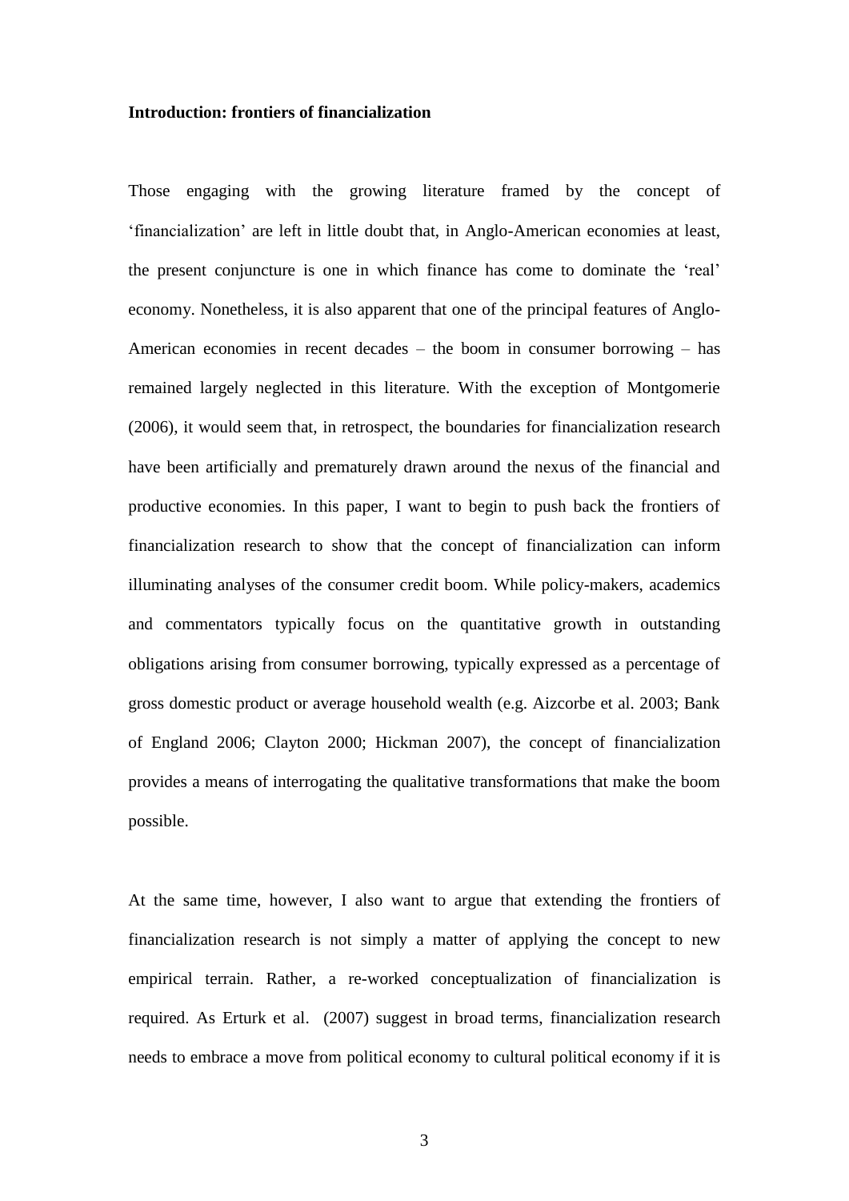**Introduction: frontiers of financialization**

Those engaging with the growing literature framed by the concept of 'financialization' are left in little doubt that, in Anglo-American economies at least, the present conjuncture is one in which finance has come to dominate the 'real' economy. Nonetheless, it is also apparent that one of the principal features of Anglo-American economies in recent decades – the boom in consumer borrowing – has remained largely neglected in this literature. With the exception of Montgomerie (2006), it would seem that, in retrospect, the boundaries for financialization research have been artificially and prematurely drawn around the nexus of the financial and productive economies. In this paper, I want to begin to push back the frontiers of financialization research to show that the concept of financialization can inform illuminating analyses of the consumer credit boom. While policy-makers, academics and commentators typically focus on the quantitative growth in outstanding obligations arising from consumer borrowing, typically expressed as a percentage of gross domestic product or average household wealth (e.g. Aizcorbe et al. 2003; Bank of England 2006; Clayton 2000; Hickman 2007), the concept of financialization provides a means of interrogating the qualitative transformations that make the boom possible.

At the same time, however, I also want to argue that extending the frontiers of financialization research is not simply a matter of applying the concept to new empirical terrain. Rather, a re-worked conceptualization of financialization is required. As Erturk et al. (2007) suggest in broad terms, financialization research needs to embrace a move from political economy to cultural political economy if it is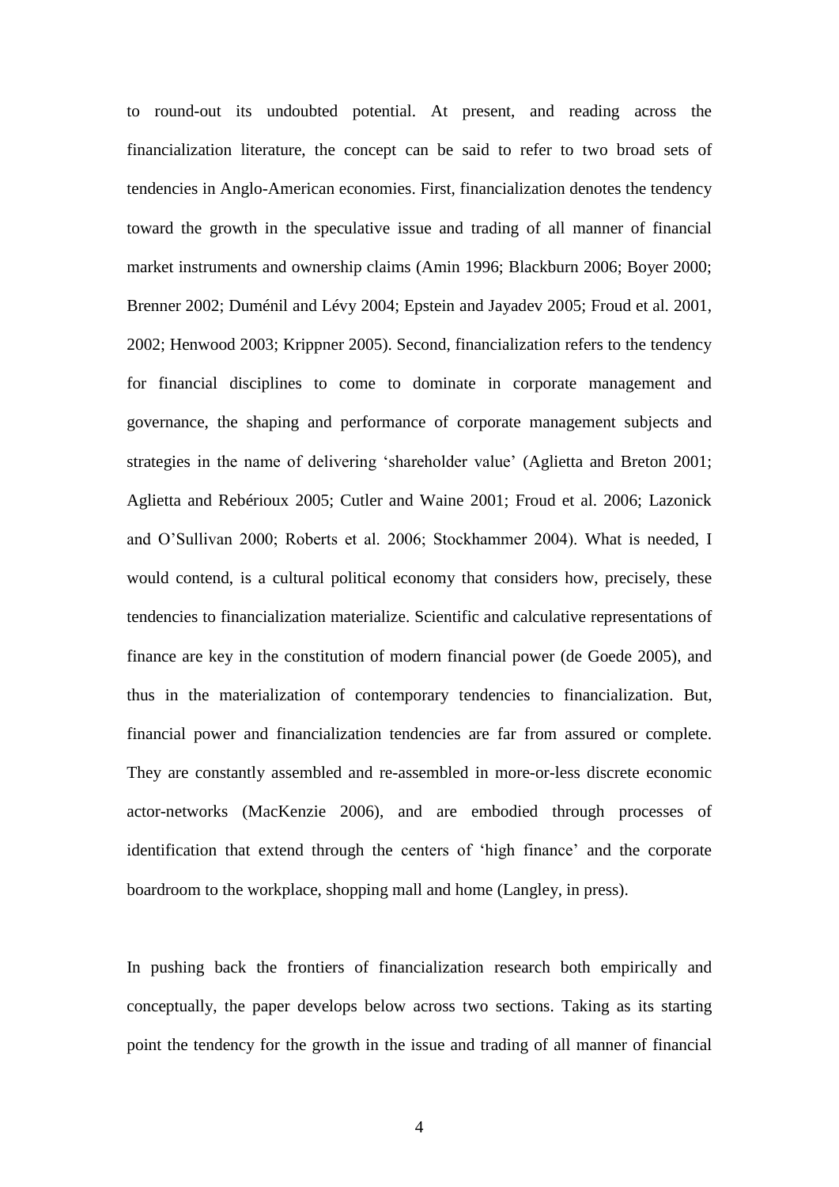to round-out its undoubted potential. At present, and reading across the financialization literature, the concept can be said to refer to two broad sets of tendencies in Anglo-American economies. First, financialization denotes the tendency toward the growth in the speculative issue and trading of all manner of financial market instruments and ownership claims (Amin 1996; Blackburn 2006; Boyer 2000; Brenner 2002; Duménil and Lévy 2004; Epstein and Jayadev 2005; Froud et al. 2001, 2002; Henwood 2003; Krippner 2005). Second, financialization refers to the tendency for financial disciplines to come to dominate in corporate management and governance, the shaping and performance of corporate management subjects and strategies in the name of delivering 'shareholder value' (Aglietta and Breton 2001; Aglietta and Rebérioux 2005; Cutler and Waine 2001; Froud et al. 2006; Lazonick and O'Sullivan 2000; Roberts et al. 2006; Stockhammer 2004). What is needed, I would contend, is a cultural political economy that considers how, precisely, these tendencies to financialization materialize. Scientific and calculative representations of finance are key in the constitution of modern financial power (de Goede 2005), and thus in the materialization of contemporary tendencies to financialization. But, financial power and financialization tendencies are far from assured or complete. They are constantly assembled and re-assembled in more-or-less discrete economic actor-networks (MacKenzie 2006), and are embodied through processes of identification that extend through the centers of 'high finance' and the corporate boardroom to the workplace, shopping mall and home (Langley, in press).

In pushing back the frontiers of financialization research both empirically and conceptually, the paper develops below across two sections. Taking as its starting point the tendency for the growth in the issue and trading of all manner of financial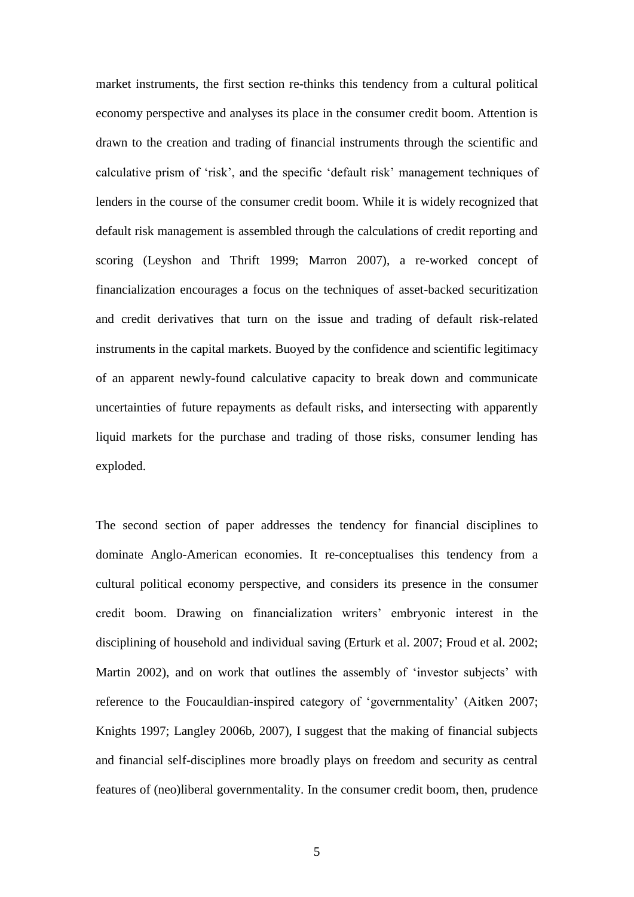market instruments, the first section re-thinks this tendency from a cultural political economy perspective and analyses its place in the consumer credit boom. Attention is drawn to the creation and trading of financial instruments through the scientific and calculative prism of 'risk', and the specific 'default risk' management techniques of lenders in the course of the consumer credit boom. While it is widely recognized that default risk management is assembled through the calculations of credit reporting and scoring (Leyshon and Thrift 1999; Marron 2007), a re-worked concept of financialization encourages a focus on the techniques of asset-backed securitization and credit derivatives that turn on the issue and trading of default risk-related instruments in the capital markets. Buoyed by the confidence and scientific legitimacy of an apparent newly-found calculative capacity to break down and communicate uncertainties of future repayments as default risks, and intersecting with apparently liquid markets for the purchase and trading of those risks, consumer lending has exploded.

The second section of paper addresses the tendency for financial disciplines to dominate Anglo-American economies. It re-conceptualises this tendency from a cultural political economy perspective, and considers its presence in the consumer credit boom. Drawing on financialization writers' embryonic interest in the disciplining of household and individual saving (Erturk et al. 2007; Froud et al. 2002; Martin 2002), and on work that outlines the assembly of 'investor subjects' with reference to the Foucauldian-inspired category of 'governmentality' (Aitken 2007; Knights 1997; Langley 2006b, 2007), I suggest that the making of financial subjects and financial self-disciplines more broadly plays on freedom and security as central features of (neo)liberal governmentality. In the consumer credit boom, then, prudence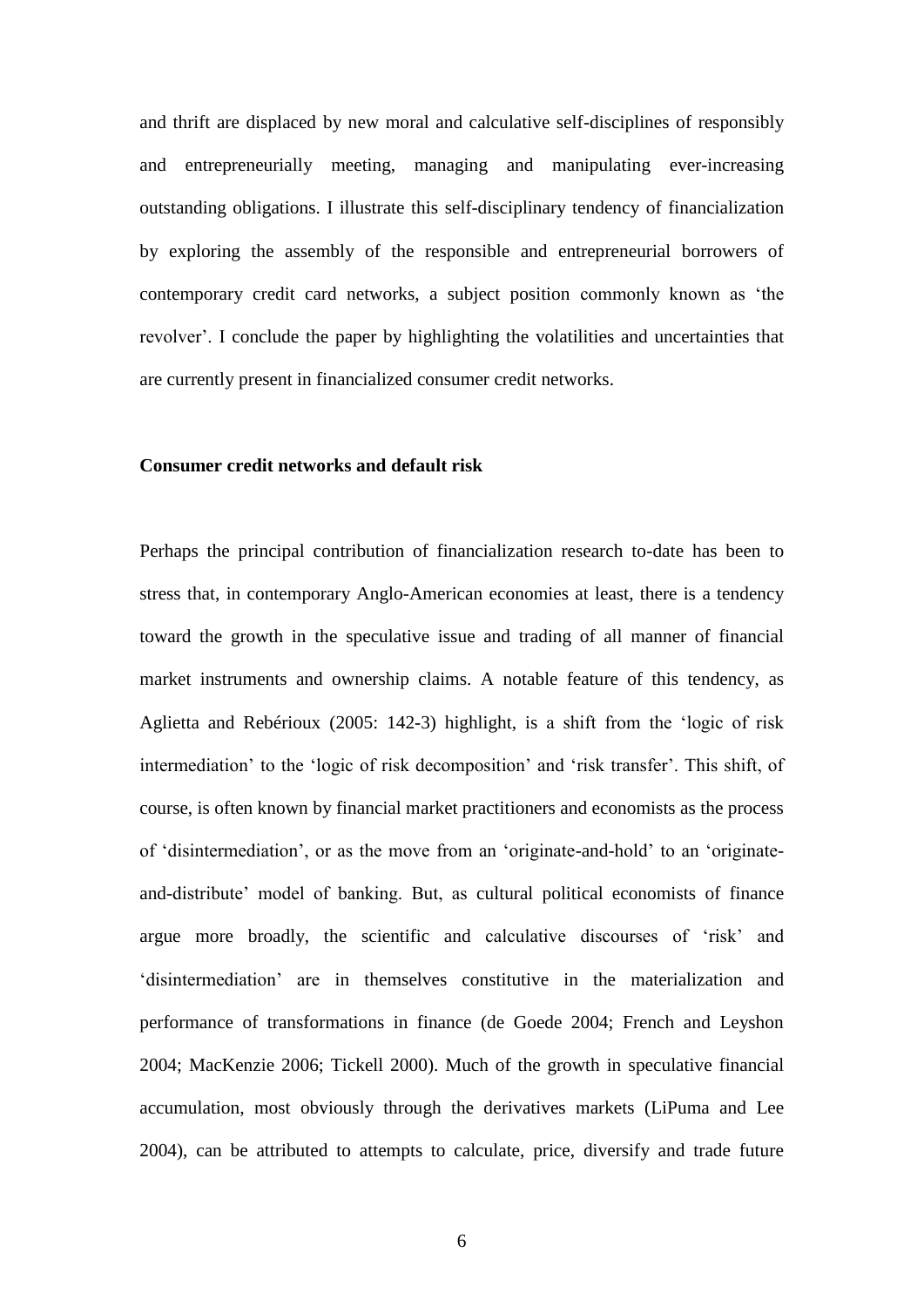and thrift are displaced by new moral and calculative self-disciplines of responsibly and entrepreneurially meeting, managing and manipulating ever-increasing outstanding obligations. I illustrate this self-disciplinary tendency of financialization by exploring the assembly of the responsible and entrepreneurial borrowers of contemporary credit card networks, a subject position commonly known as 'the revolver'. I conclude the paper by highlighting the volatilities and uncertainties that are currently present in financialized consumer credit networks.

**Consumer credit networks and default risk**

Perhaps the principal contribution of financialization research to-date has been to stress that, in contemporary Anglo-American economies at least, there is a tendency toward the growth in the speculative issue and trading of all manner of financial market instruments and ownership claims. A notable feature of this tendency, as Aglietta and Rebérioux (2005: 142-3) highlight, is a shift from the 'logic of risk intermediation' to the 'logic of risk decomposition' and 'risk transfer'. This shift, of course, is often known by financial market practitioners and economists as the process of 'disintermediation', or as the move from an 'originate-and-hold' to an 'originate-and-distribute' model of banking. But, as cultural political economists of finance argue more broadly, the scientific and calculative discourses of 'risk' and 'disintermediation' are in themselves constitutive in the materialization and performance of transformations in finance (de Goede 2004; French and Leyshon 2004; MacKenzie 2006; Tickell 2000). Much of the growth in speculative financial accumulation, most obviously through the derivatives markets (LiPuma and Lee 2004), can be attributed to attempts to calculate, price, diversify and trade future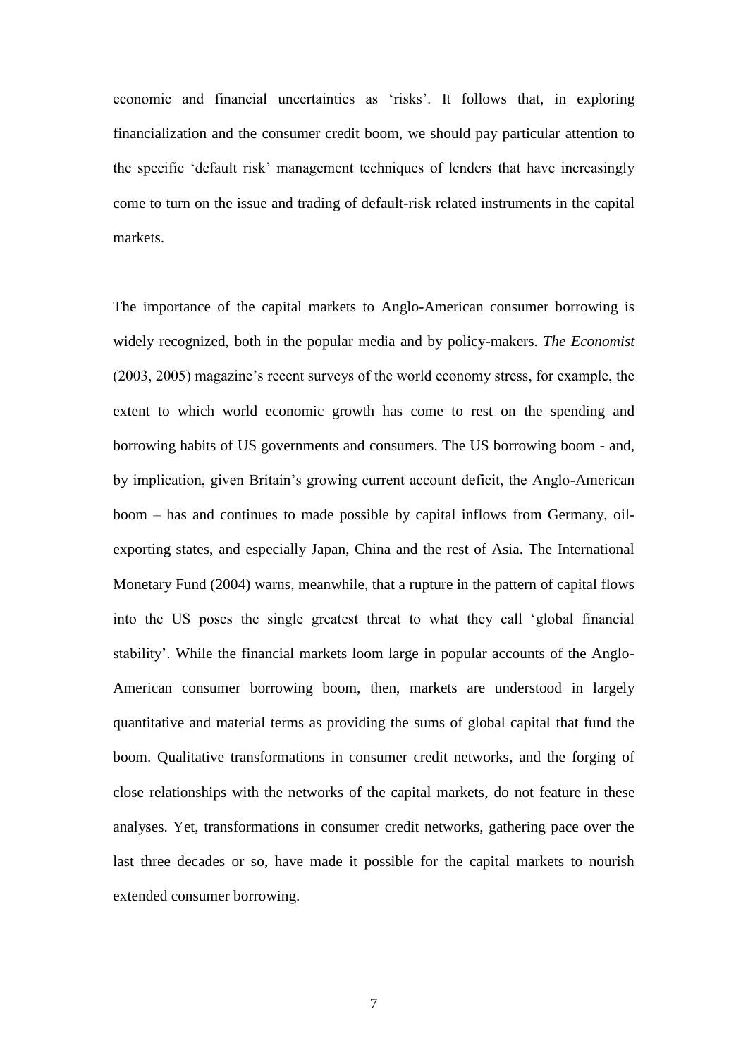economic and financial uncertainties as 'risks'. It follows that, in exploring financialization and the consumer credit boom, we should pay particular attention to the specific 'default risk' management techniques of lenders that have increasingly come to turn on the issue and trading of default-risk related instruments in the capital markets.

The importance of the capital markets to Anglo-American consumer borrowing is widely recognized, both in the popular media and by policy-makers. *The Economist* (2003, 2005) magazine's recent surveys of the world economy stress, for example, the extent to which world economic growth has come to rest on the spending and borrowing habits of US governments and consumers. The US borrowing boom - and, by implication, given Britain's growing current account deficit, the Anglo-American boom – has and continues to made possible by capital inflows from Germany, oil-exporting states, and especially Japan, China and the rest of Asia. The International Monetary Fund (2004) warns, meanwhile, that a rupture in the pattern of capital flows into the US poses the single greatest threat to what they call 'global financial stability'. While the financial markets loom large in popular accounts of the Anglo-American consumer borrowing boom, then, markets are understood in largely quantitative and material terms as providing the sums of global capital that fund the boom. Qualitative transformations in consumer credit networks, and the forging of close relationships with the networks of the capital markets, do not feature in these analyses. Yet, transformations in consumer credit networks, gathering pace over the last three decades or so, have made it possible for the capital markets to nourish extended consumer borrowing.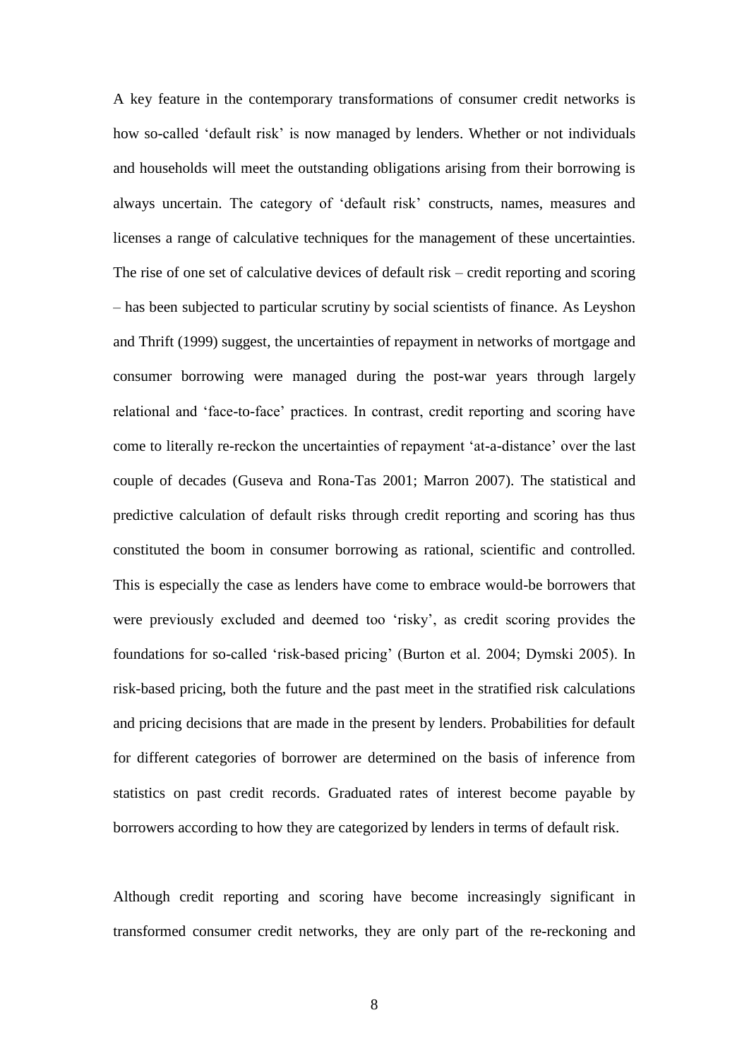A key feature in the contemporary transformations of consumer credit networks is how so-called 'default risk' is now managed by lenders. Whether or not individuals and households will meet the outstanding obligations arising from their borrowing is always uncertain. The category of 'default risk' constructs, names, measures and licenses a range of calculative techniques for the management of these uncertainties. The rise of one set of calculative devices of default risk – credit reporting and scoring – has been subjected to particular scrutiny by social scientists of finance. As Leyshon and Thrift (1999) suggest, the uncertainties of repayment in networks of mortgage and consumer borrowing were managed during the post-war years through largely relational and 'face-to-face' practices. In contrast, credit reporting and scoring have come to literally re-reckon the uncertainties of repayment 'at-a-distance' over the last couple of decades (Guseva and Rona-Tas 2001; Marron 2007). The statistical and predictive calculation of default risks through credit reporting and scoring has thus constituted the boom in consumer borrowing as rational, scientific and controlled. This is especially the case as lenders have come to embrace would-be borrowers that were previously excluded and deemed too 'risky', as credit scoring provides the foundations for so-called 'risk-based pricing' (Burton et al. 2004; Dymski 2005). In risk-based pricing, both the future and the past meet in the stratified risk calculations and pricing decisions that are made in the present by lenders. Probabilities for default for different categories of borrower are determined on the basis of inference from statistics on past credit records. Graduated rates of interest become payable by borrowers according to how they are categorized by lenders in terms of default risk.

Although credit reporting and scoring have become increasingly significant in transformed consumer credit networks, they are only part of the re-reckoning and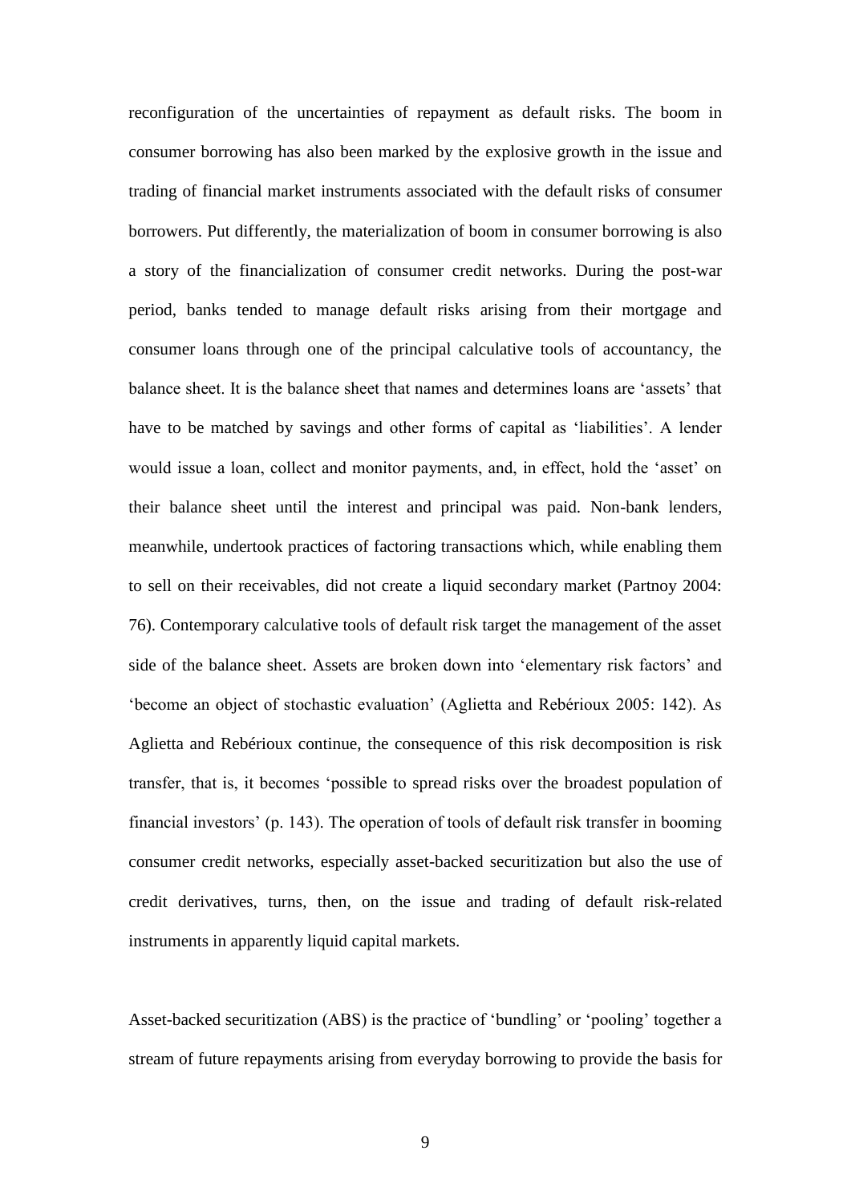reconfiguration of the uncertainties of repayment as default risks. The boom in consumer borrowing has also been marked by the explosive growth in the issue and trading of financial market instruments associated with the default risks of consumer borrowers. Put differently, the materialization of boom in consumer borrowing is also a story of the financialization of consumer credit networks. During the post-war period, banks tended to manage default risks arising from their mortgage and consumer loans through one of the principal calculative tools of accountancy, the balance sheet. It is the balance sheet that names and determines loans are 'assets' that have to be matched by savings and other forms of capital as 'liabilities'. A lender would issue a loan, collect and monitor payments, and, in effect, hold the 'asset' on their balance sheet until the interest and principal was paid. Non-bank lenders, meanwhile, undertook practices of factoring transactions which, while enabling them to sell on their receivables, did not create a liquid secondary market (Partnoy 2004: 76). Contemporary calculative tools of default risk target the management of the asset side of the balance sheet. Assets are broken down into 'elementary risk factors' and 'become an object of stochastic evaluation' (Aglietta and Rebérioux 2005: 142). As Aglietta and Rebérioux continue, the consequence of this risk decomposition is risk transfer, that is, it becomes 'possible to spread risks over the broadest population of financial investors' (p. 143). The operation of tools of default risk transfer in booming consumer credit networks, especially asset-backed securitization but also the use of credit derivatives, turns, then, on the issue and trading of default risk-related instruments in apparently liquid capital markets.

Asset-backed securitization (ABS) is the practice of 'bundling' or 'pooling' together a stream of future repayments arising from everyday borrowing to provide the basis for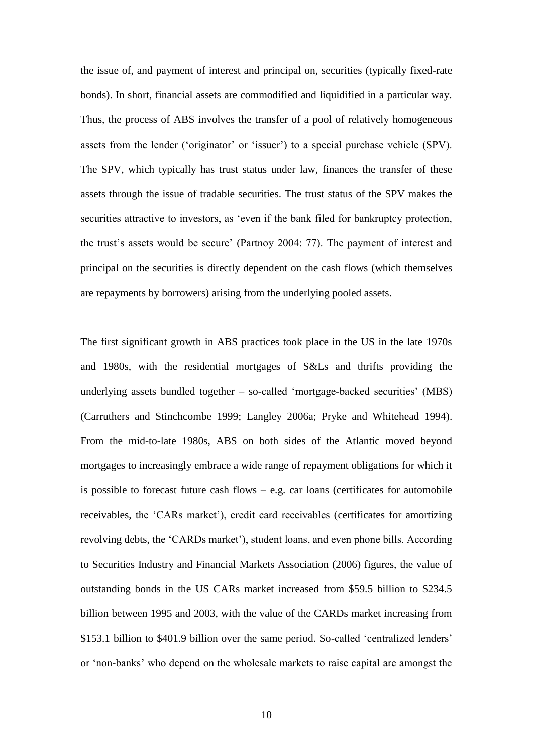the issue of, and payment of interest and principal on, securities (typically fixed-rate bonds). In short, financial assets are commodified and liquidified in a particular way. Thus, the process of ABS involves the transfer of a pool of relatively homogeneous assets from the lender ('originator' or 'issuer') to a special purchase vehicle (SPV). The SPV, which typically has trust status under law, finances the transfer of these assets through the issue of tradable securities. The trust status of the SPV makes the securities attractive to investors, as 'even if the bank filed for bankruptcy protection, the trust's assets would be secure' (Partnoy 2004: 77). The payment of interest and principal on the securities is directly dependent on the cash flows (which themselves are repayments by borrowers) arising from the underlying pooled assets.

The first significant growth in ABS practices took place in the US in the late 1970s and 1980s, with the residential mortgages of S&Ls and thrifts providing the underlying assets bundled together – so-called 'mortgage-backed securities' (MBS) (Carruthers and Stinchcombe 1999; Langley 2006a; Pryke and Whitehead 1994). From the mid-to-late 1980s, ABS on both sides of the Atlantic moved beyond mortgages to increasingly embrace a wide range of repayment obligations for which it is possible to forecast future cash flows – e.g. car loans (certificates for automobile receivables, the 'CARs market'), credit card receivables (certificates for amortizing revolving debts, the 'CARDs market'), student loans, and even phone bills. According to Securities Industry and Financial Markets Association (2006) figures, the value of outstanding bonds in the US CARs market increased from \$59.5 billion to \$234.5 billion between 1995 and 2003, with the value of the CARDs market increasing from \$153.1 billion to \$401.9 billion over the same period. So-called 'centralized lenders' or 'non-banks' who depend on the wholesale markets to raise capital are amongst the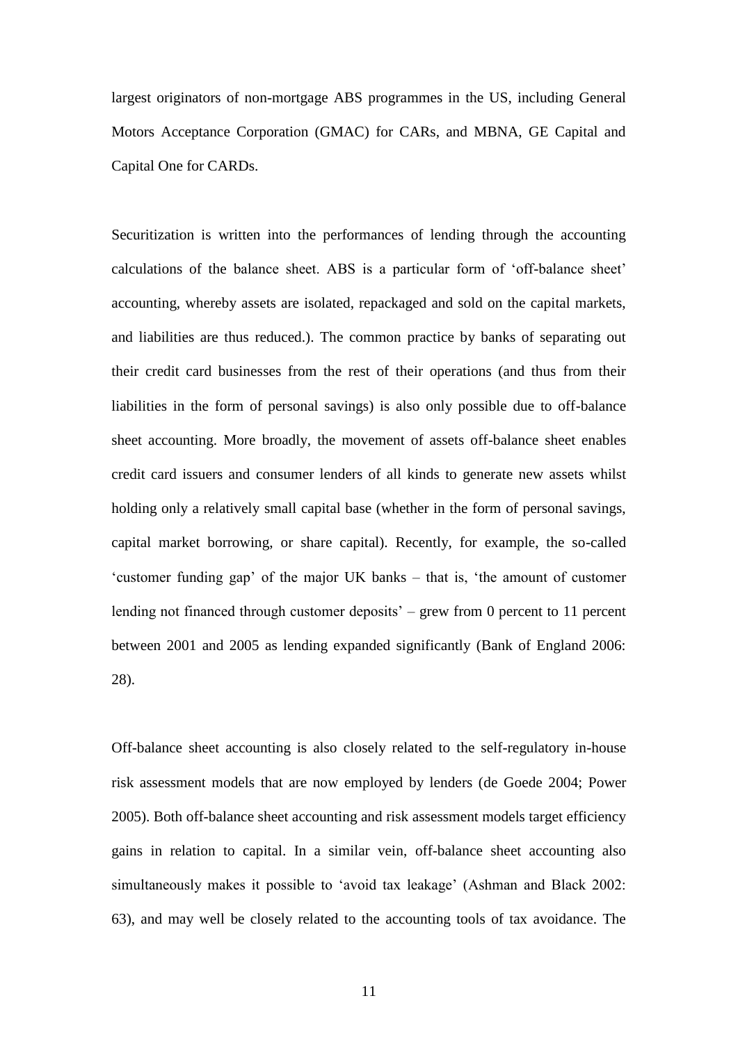largest originators of non-mortgage ABS programmes in the US, including General Motors Acceptance Corporation (GMAC) for CARs, and MBNA, GE Capital and Capital One for CARDs.

Securitization is written into the performances of lending through the accounting calculations of the balance sheet. ABS is a particular form of 'off-balance sheet' accounting, whereby assets are isolated, repackaged and sold on the capital markets, and liabilities are thus reduced.). The common practice by banks of separating out their credit card businesses from the rest of their operations (and thus from their liabilities in the form of personal savings) is also only possible due to off-balance sheet accounting. More broadly, the movement of assets off-balance sheet enables credit card issuers and consumer lenders of all kinds to generate new assets whilst holding only a relatively small capital base (whether in the form of personal savings, capital market borrowing, or share capital). Recently, for example, the so-called 'customer funding gap' of the major UK banks – that is, 'the amount of customer lending not financed through customer deposits' – grew from 0 percent to 11 percent between 2001 and 2005 as lending expanded significantly (Bank of England 2006: 28).

Off-balance sheet accounting is also closely related to the self-regulatory in-house risk assessment models that are now employed by lenders (de Goede 2004; Power 2005). Both off-balance sheet accounting and risk assessment models target efficiency gains in relation to capital. In a similar vein, off-balance sheet accounting also simultaneously makes it possible to 'avoid tax leakage' (Ashman and Black 2002: 63), and may well be closely related to the accounting tools of tax avoidance. The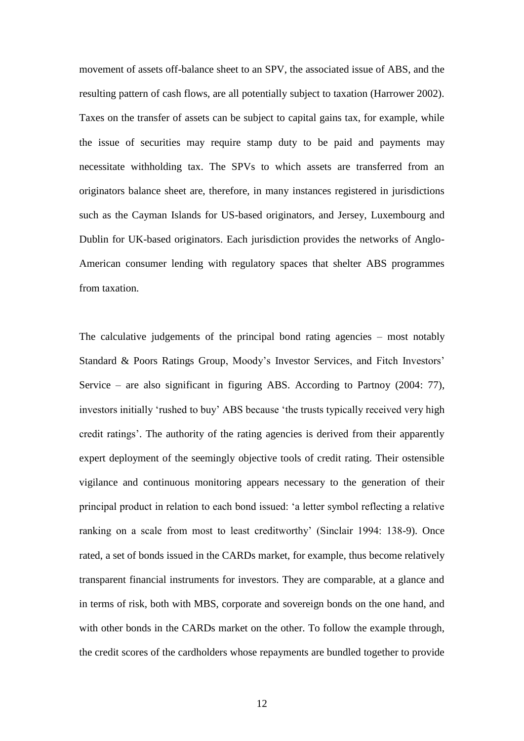movement of assets off-balance sheet to an SPV, the associated issue of ABS, and the resulting pattern of cash flows, are all potentially subject to taxation (Harrower 2002). Taxes on the transfer of assets can be subject to capital gains tax, for example, while the issue of securities may require stamp duty to be paid and payments may necessitate withholding tax. The SPVs to which assets are transferred from an originators balance sheet are, therefore, in many instances registered in jurisdictions such as the Cayman Islands for US-based originators, and Jersey, Luxembourg and Dublin for UK-based originators. Each jurisdiction provides the networks of Anglo-American consumer lending with regulatory spaces that shelter ABS programmes from taxation.

The calculative judgements of the principal bond rating agencies – most notably Standard & Poors Ratings Group, Moody's Investor Services, and Fitch Investors' Service – are also significant in figuring ABS. According to Partnoy (2004: 77), investors initially 'rushed to buy' ABS because 'the trusts typically received very high credit ratings'. The authority of the rating agencies is derived from their apparently expert deployment of the seemingly objective tools of credit rating. Their ostensible vigilance and continuous monitoring appears necessary to the generation of their principal product in relation to each bond issued: 'a letter symbol reflecting a relative ranking on a scale from most to least creditworthy' (Sinclair 1994: 138-9). Once rated, a set of bonds issued in the CARDs market, for example, thus become relatively transparent financial instruments for investors. They are comparable, at a glance and in terms of risk, both with MBS, corporate and sovereign bonds on the one hand, and with other bonds in the CARDs market on the other. To follow the example through, the credit scores of the cardholders whose repayments are bundled together to provide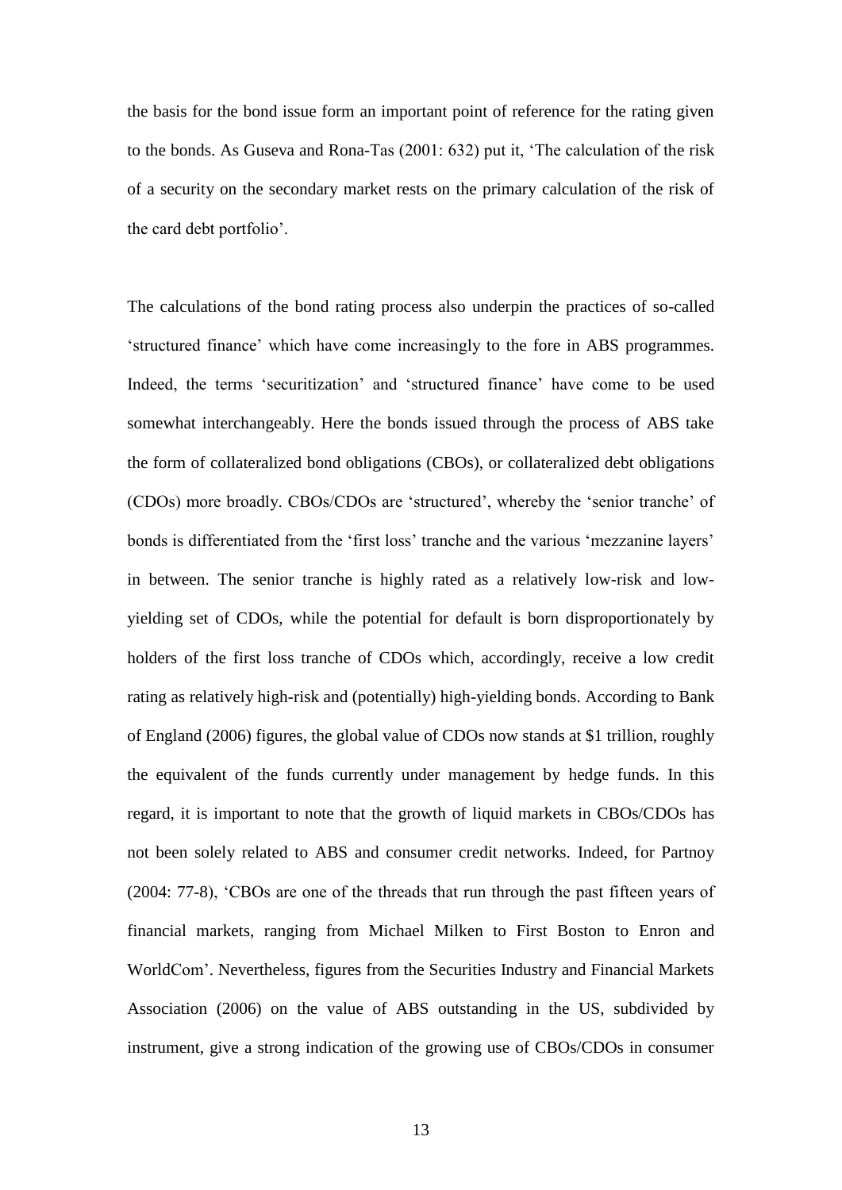the basis for the bond issue form an important point of reference for the rating given to the bonds. As Guseva and Rona-Tas (2001: 632) put it, 'The calculation of the risk of a security on the secondary market rests on the primary calculation of the risk of the card debt portfolio'.

The calculations of the bond rating process also underpin the practices of so-called 'structured finance' which have come increasingly to the fore in ABS programmes. Indeed, the terms 'securitization' and 'structured finance' have come to be used somewhat interchangeably. Here the bonds issued through the process of ABS take the form of collateralized bond obligations (CBOs), or collateralized debt obligations (CDOs) more broadly. CBOs/CDOs are 'structured', whereby the 'senior tranche' of bonds is differentiated from the 'first loss' tranche and the various 'mezzanine layers' in between. The senior tranche is highly rated as a relatively low-risk and low-yielding set of CDOs, while the potential for default is born disproportionately by holders of the first loss tranche of CDOs which, accordingly, receive a low credit rating as relatively high-risk and (potentially) high-yielding bonds. According to Bank of England (2006) figures, the global value of CDOs now stands at $1 trillion, roughly the equivalent of the funds currently under management by hedge funds. In this regard, it is important to note that the growth of liquid markets in CBOs/CDOs has not been solely related to ABS and consumer credit networks. Indeed, for Partnoy (2004: 77-8), 'CBOs are one of the threads that run through the past fifteen years of financial markets, ranging from Michael Milken to First Boston to Enron and WorldCom'. Nevertheless, figures from the Securities Industry and Financial Markets Association (2006) on the value of ABS outstanding in the US, subdivided by instrument, give a strong indication of the growing use of CBOs/CDOs in consumer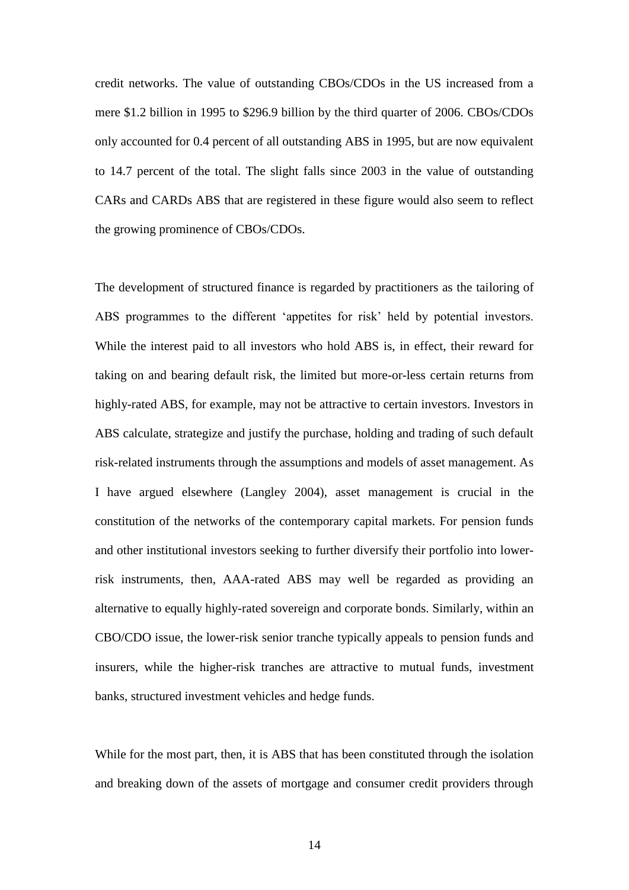credit networks. The value of outstanding CBOs/CDOs in the US increased from a mere $1.2 billion in 1995 to $296.9 billion by the third quarter of 2006. CBOs/CDOs only accounted for 0.4 percent of all outstanding ABS in 1995, but are now equivalent to 14.7 percent of the total. The slight falls since 2003 in the value of outstanding CARs and CARDs ABS that are registered in these figure would also seem to reflect the growing prominence of CBOs/CDOs.

The development of structured finance is regarded by practitioners as the tailoring of ABS programmes to the different 'appetites for risk' held by potential investors. While the interest paid to all investors who hold ABS is, in effect, their reward for taking on and bearing default risk, the limited but more-or-less certain returns from highly-rated ABS, for example, may not be attractive to certain investors. Investors in ABS calculate, strategize and justify the purchase, holding and trading of such default risk-related instruments through the assumptions and models of asset management. As I have argued elsewhere (Langley 2004), asset management is crucial in the constitution of the networks of the contemporary capital markets. For pension funds and other institutional investors seeking to further diversify their portfolio into lower-risk instruments, then, AAA-rated ABS may well be regarded as providing an alternative to equally highly-rated sovereign and corporate bonds. Similarly, within an CBO/CDO issue, the lower-risk senior tranche typically appeals to pension funds and insurers, while the higher-risk tranches are attractive to mutual funds, investment banks, structured investment vehicles and hedge funds.

While for the most part, then, it is ABS that has been constituted through the isolation and breaking down of the assets of mortgage and consumer credit providers through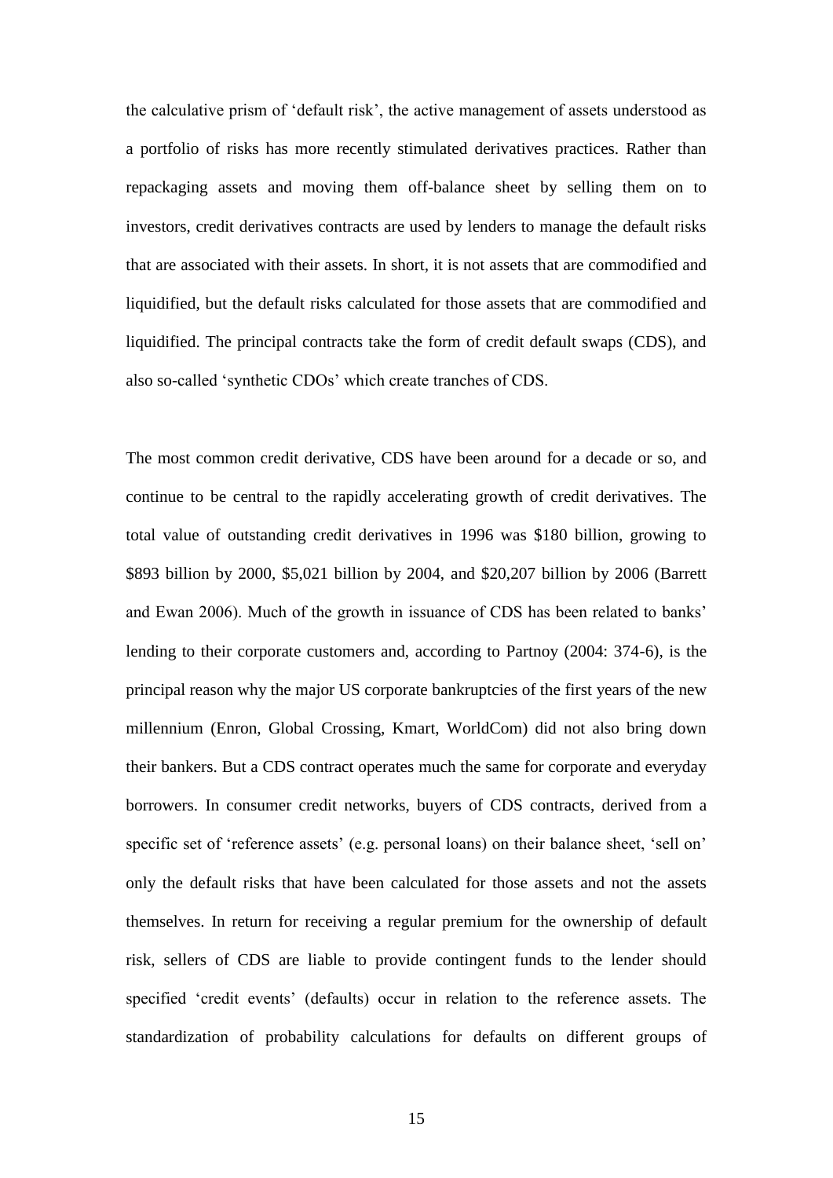the calculative prism of 'default risk', the active management of assets understood as a portfolio of risks has more recently stimulated derivatives practices. Rather than repackaging assets and moving them off-balance sheet by selling them on to investors, credit derivatives contracts are used by lenders to manage the default risks that are associated with their assets. In short, it is not assets that are commodified and liquidified, but the default risks calculated for those assets that are commodified and liquidified. The principal contracts take the form of credit default swaps (CDS), and also so-called 'synthetic CDOs' which create tranches of CDS.

The most common credit derivative, CDS have been around for a decade or so, and continue to be central to the rapidly accelerating growth of credit derivatives. The total value of outstanding credit derivatives in 1996 was \$180 billion, growing to \$893 billion by 2000, \$5,021 billion by 2004, and \$20,207 billion by 2006 (Barrett and Ewan 2006). Much of the growth in issuance of CDS has been related to banks' lending to their corporate customers and, according to Partnoy (2004: 374-6), is the principal reason why the major US corporate bankruptcies of the first years of the new millennium (Enron, Global Crossing, Kmart, WorldCom) did not also bring down their bankers. But a CDS contract operates much the same for corporate and everyday borrowers. In consumer credit networks, buyers of CDS contracts, derived from a specific set of 'reference assets' (e.g. personal loans) on their balance sheet, 'sell on' only the default risks that have been calculated for those assets and not the assets themselves. In return for receiving a regular premium for the ownership of default risk, sellers of CDS are liable to provide contingent funds to the lender should specified 'credit events' (defaults) occur in relation to the reference assets. The standardization of probability calculations for defaults on different groups of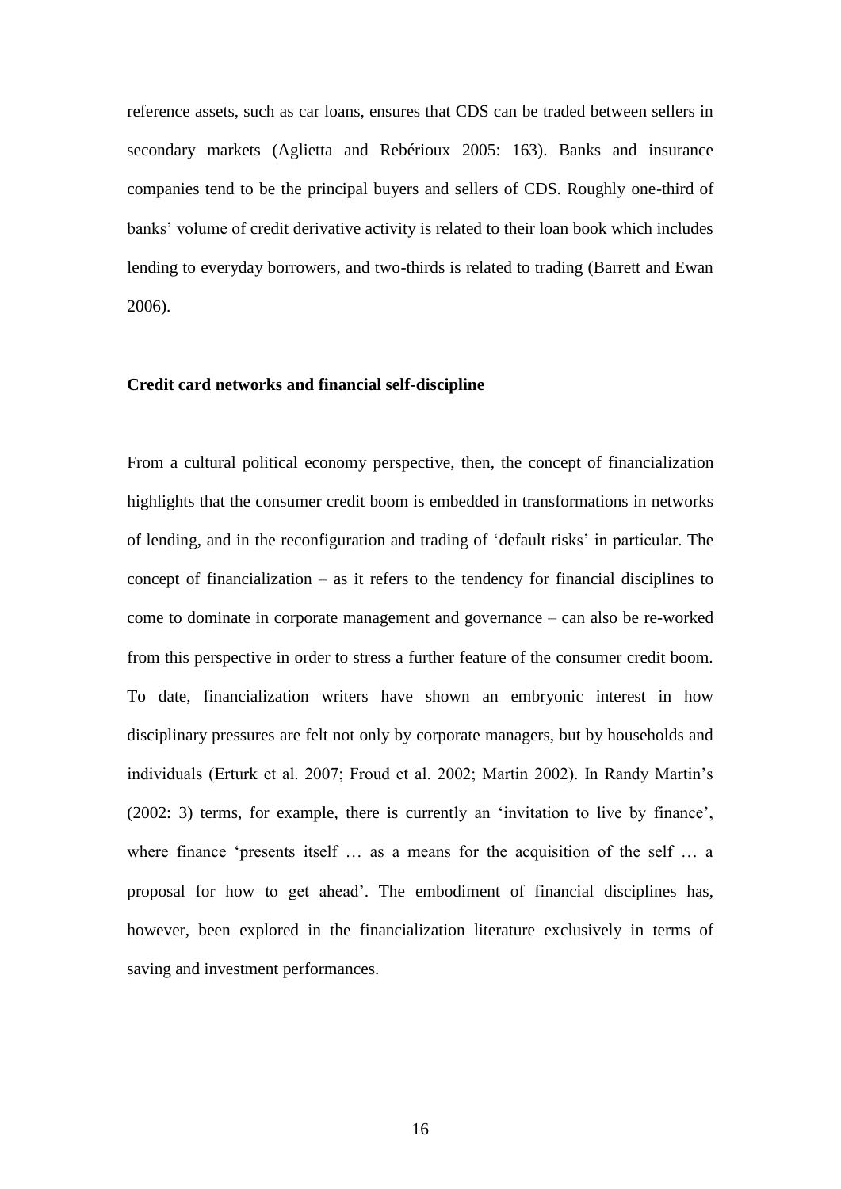reference assets, such as car loans, ensures that CDS can be traded between sellers in secondary markets (Aglietta and Rebérioux 2005: 163). Banks and insurance companies tend to be the principal buyers and sellers of CDS. Roughly one-third of banks' volume of credit derivative activity is related to their loan book which includes lending to everyday borrowers, and two-thirds is related to trading (Barrett and Ewan 2006).

**Credit card networks and financial self-discipline**

From a cultural political economy perspective, then, the concept of financialization highlights that the consumer credit boom is embedded in transformations in networks of lending, and in the reconfiguration and trading of 'default risks' in particular. The concept of financialization – as it refers to the tendency for financial disciplines to come to dominate in corporate management and governance – can also be re-worked from this perspective in order to stress a further feature of the consumer credit boom. To date, financialization writers have shown an embryonic interest in how disciplinary pressures are felt not only by corporate managers, but by households and individuals (Erturk et al. 2007; Froud et al. 2002; Martin 2002). In Randy Martin's (2002: 3) terms, for example, there is currently an 'invitation to live by finance', where finance 'presents itself … as a means for the acquisition of the self … a proposal for how to get ahead'. The embodiment of financial disciplines has, however, been explored in the financialization literature exclusively in terms of saving and investment performances.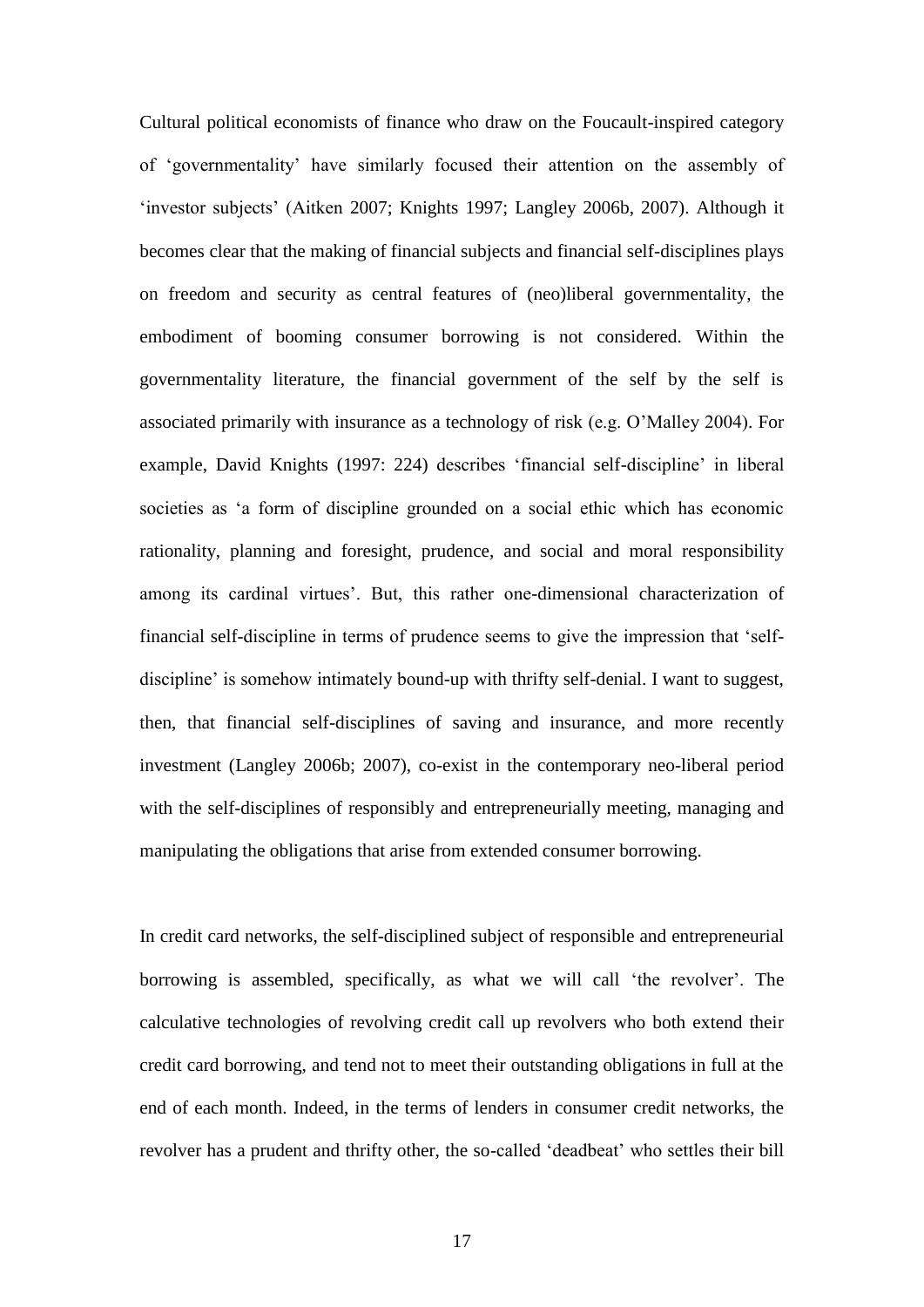Cultural political economists of finance who draw on the Foucault-inspired category of 'governmentality' have similarly focused their attention on the assembly of 'investor subjects' (Aitken 2007; Knights 1997; Langley 2006b, 2007). Although it becomes clear that the making of financial subjects and financial self-disciplines plays on freedom and security as central features of (neo)liberal governmentality, the embodiment of booming consumer borrowing is not considered. Within the governmentality literature, the financial government of the self by the self is associated primarily with insurance as a technology of risk (e.g. O'Malley 2004). For example, David Knights (1997: 224) describes 'financial self-discipline' in liberal societies as 'a form of discipline grounded on a social ethic which has economic rationality, planning and foresight, prudence, and social and moral responsibility among its cardinal virtues'. But, this rather one-dimensional characterization of financial self-discipline in terms of prudence seems to give the impression that 'self-discipline' is somehow intimately bound-up with thrifty self-denial. I want to suggest, then, that financial self-disciplines of saving and insurance, and more recently investment (Langley 2006b; 2007), co-exist in the contemporary neo-liberal period with the self-disciplines of responsibly and entrepreneurially meeting, managing and manipulating the obligations that arise from extended consumer borrowing.

In credit card networks, the self-disciplined subject of responsible and entrepreneurial borrowing is assembled, specifically, as what we will call 'the revolver'. The calculative technologies of revolving credit call up revolvers who both extend their credit card borrowing, and tend not to meet their outstanding obligations in full at the end of each month. Indeed, in the terms of lenders in consumer credit networks, the revolver has a prudent and thrifty other, the so-called 'deadbeat' who settles their bill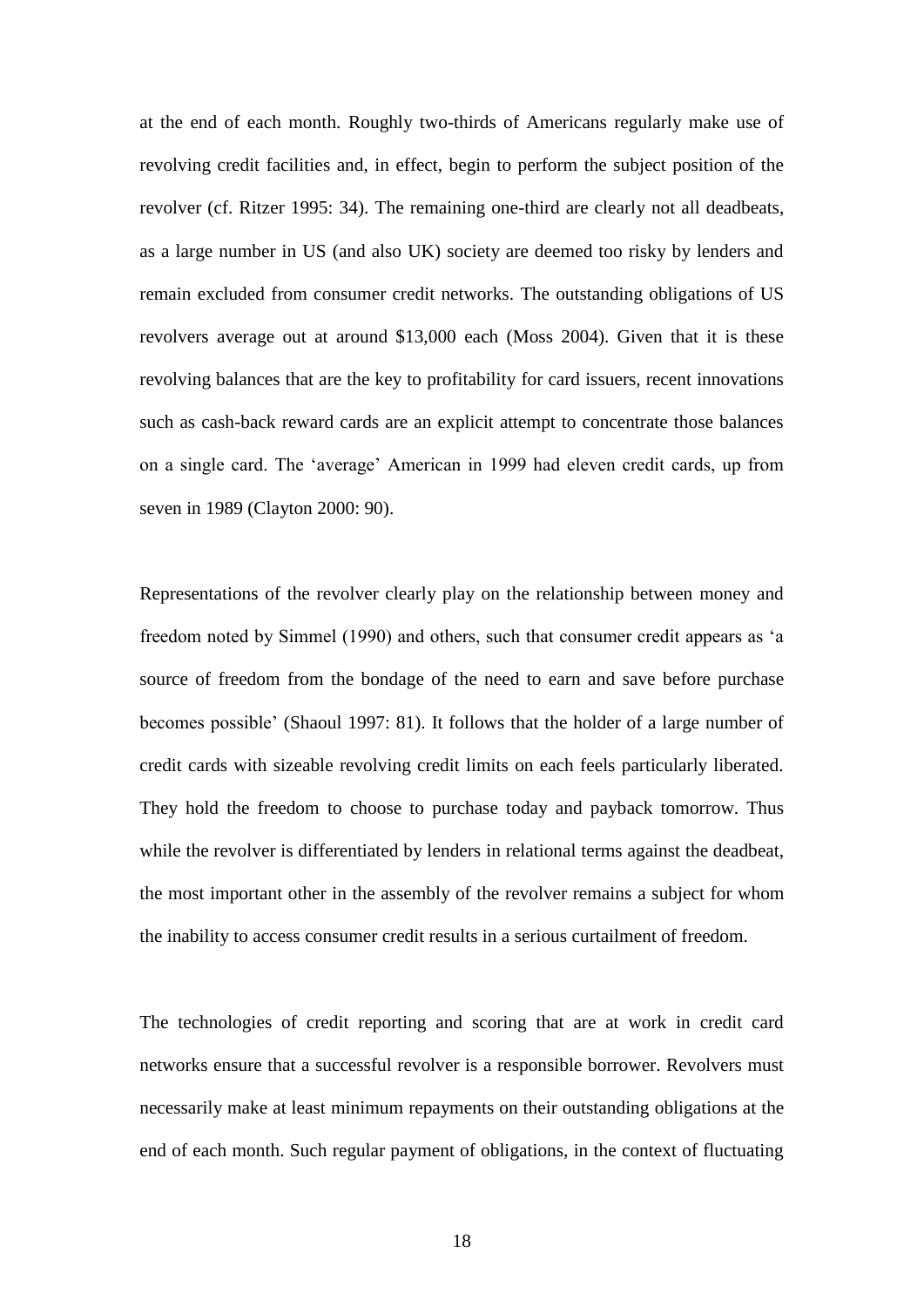at the end of each month. Roughly two-thirds of Americans regularly make use of revolving credit facilities and, in effect, begin to perform the subject position of the revolver (cf. Ritzer 1995: 34). The remaining one-third are clearly not all deadbeats, as a large number in US (and also UK) society are deemed too risky by lenders and remain excluded from consumer credit networks. The outstanding obligations of US revolvers average out at around $13,000 each (Moss 2004). Given that it is these revolving balances that are the key to profitability for card issuers, recent innovations such as cash-back reward cards are an explicit attempt to concentrate those balances on a single card. The 'average' American in 1999 had eleven credit cards, up from seven in 1989 (Clayton 2000: 90).

Representations of the revolver clearly play on the relationship between money and freedom noted by Simmel (1990) and others, such that consumer credit appears as 'a source of freedom from the bondage of the need to earn and save before purchase becomes possible' (Shaoul 1997: 81). It follows that the holder of a large number of credit cards with sizeable revolving credit limits on each feels particularly liberated. They hold the freedom to choose to purchase today and payback tomorrow. Thus while the revolver is differentiated by lenders in relational terms against the deadbeat, the most important other in the assembly of the revolver remains a subject for whom the inability to access consumer credit results in a serious curtailment of freedom.

The technologies of credit reporting and scoring that are at work in credit card networks ensure that a successful revolver is a responsible borrower. Revolvers must necessarily make at least minimum repayments on their outstanding obligations at the end of each month. Such regular payment of obligations, in the context of fluctuating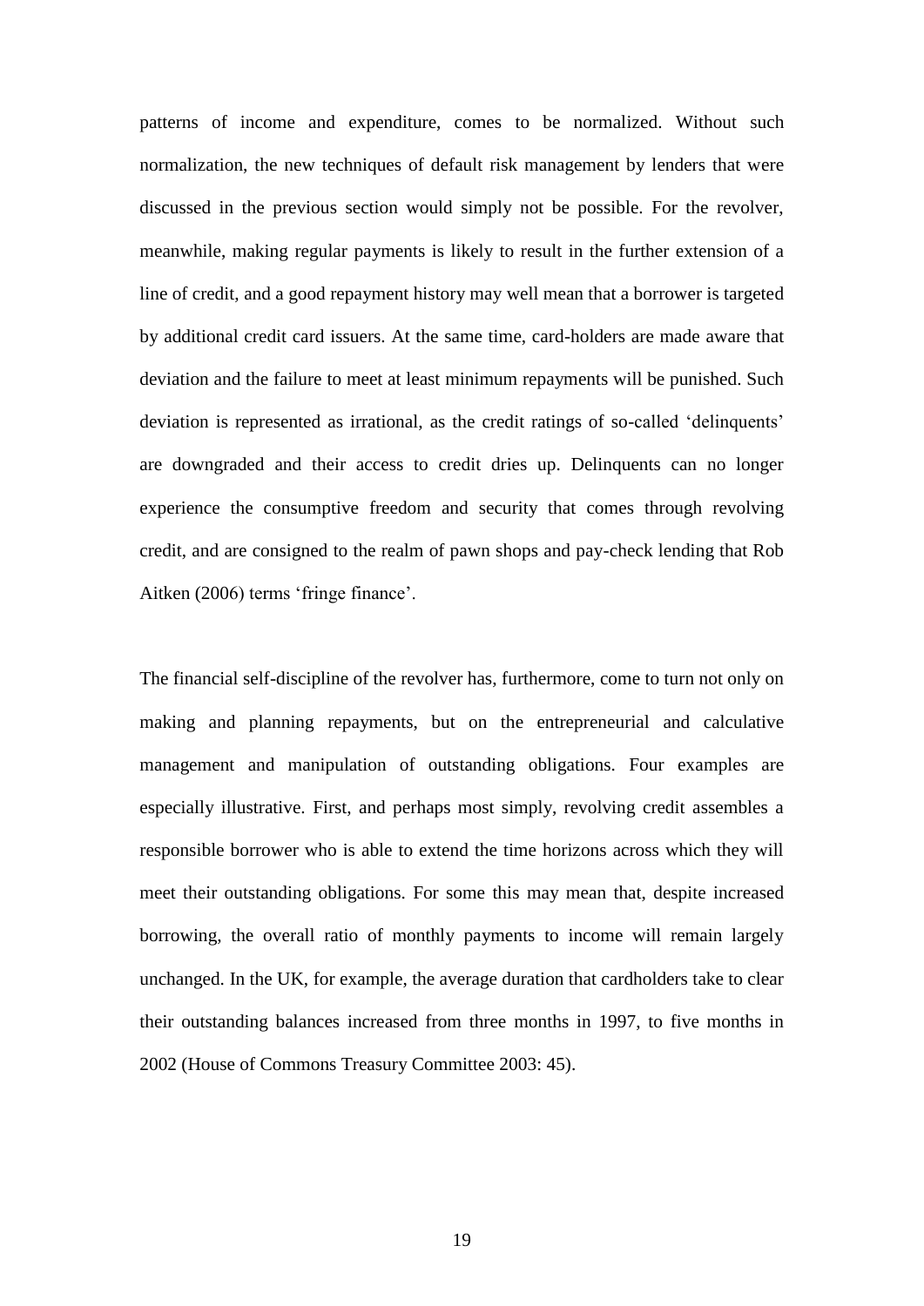patterns of income and expenditure, comes to be normalized. Without such normalization, the new techniques of default risk management by lenders that were discussed in the previous section would simply not be possible. For the revolver, meanwhile, making regular payments is likely to result in the further extension of a line of credit, and a good repayment history may well mean that a borrower is targeted by additional credit card issuers. At the same time, card-holders are made aware that deviation and the failure to meet at least minimum repayments will be punished. Such deviation is represented as irrational, as the credit ratings of so-called 'delinquents' are downgraded and their access to credit dries up. Delinquents can no longer experience the consumptive freedom and security that comes through revolving credit, and are consigned to the realm of pawn shops and pay-check lending that Rob Aitken (2006) terms 'fringe finance'.

The financial self-discipline of the revolver has, furthermore, come to turn not only on making and planning repayments, but on the entrepreneurial and calculative management and manipulation of outstanding obligations. Four examples are especially illustrative. First, and perhaps most simply, revolving credit assembles a responsible borrower who is able to extend the time horizons across which they will meet their outstanding obligations. For some this may mean that, despite increased borrowing, the overall ratio of monthly payments to income will remain largely unchanged. In the UK, for example, the average duration that cardholders take to clear their outstanding balances increased from three months in 1997, to five months in 2002 (House of Commons Treasury Committee 2003: 45).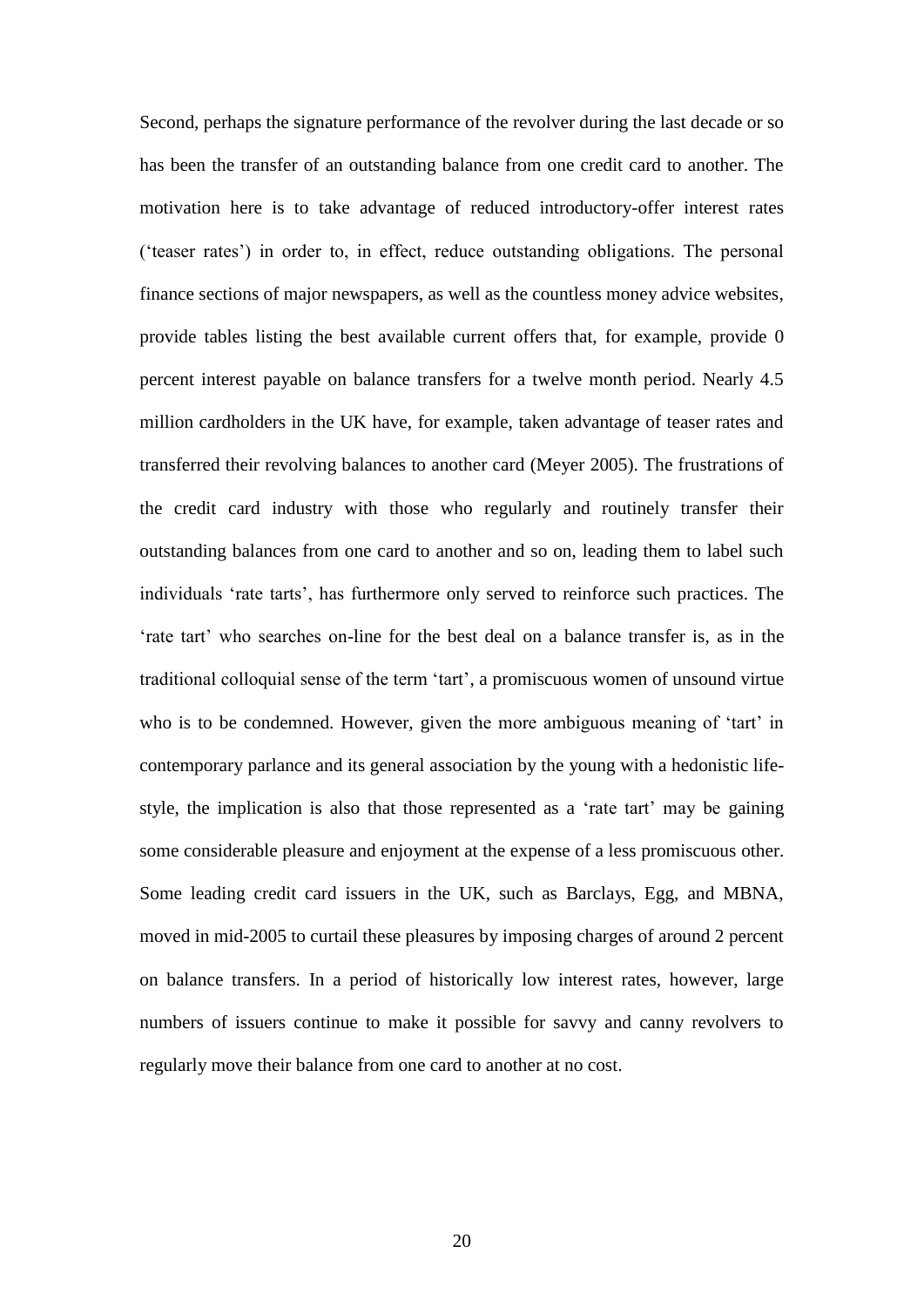Second, perhaps the signature performance of the revolver during the last decade or so has been the transfer of an outstanding balance from one credit card to another. The motivation here is to take advantage of reduced introductory-offer interest rates ('teaser rates') in order to, in effect, reduce outstanding obligations. The personal finance sections of major newspapers, as well as the countless money advice websites, provide tables listing the best available current offers that, for example, provide 0 percent interest payable on balance transfers for a twelve month period. Nearly 4.5 million cardholders in the UK have, for example, taken advantage of teaser rates and transferred their revolving balances to another card (Meyer 2005). The frustrations of the credit card industry with those who regularly and routinely transfer their outstanding balances from one card to another and so on, leading them to label such individuals 'rate tarts', has furthermore only served to reinforce such practices. The 'rate tart' who searches on-line for the best deal on a balance transfer is, as in the traditional colloquial sense of the term 'tart', a promiscuous women of unsound virtue who is to be condemned. However, given the more ambiguous meaning of 'tart' in contemporary parlance and its general association by the young with a hedonistic life-style, the implication is also that those represented as a 'rate tart' may be gaining some considerable pleasure and enjoyment at the expense of a less promiscuous other. Some leading credit card issuers in the UK, such as Barclays, Egg, and MBNA, moved in mid-2005 to curtail these pleasures by imposing charges of around 2 percent on balance transfers. In a period of historically low interest rates, however, large numbers of issuers continue to make it possible for savvy and canny revolvers to regularly move their balance from one card to another at no cost.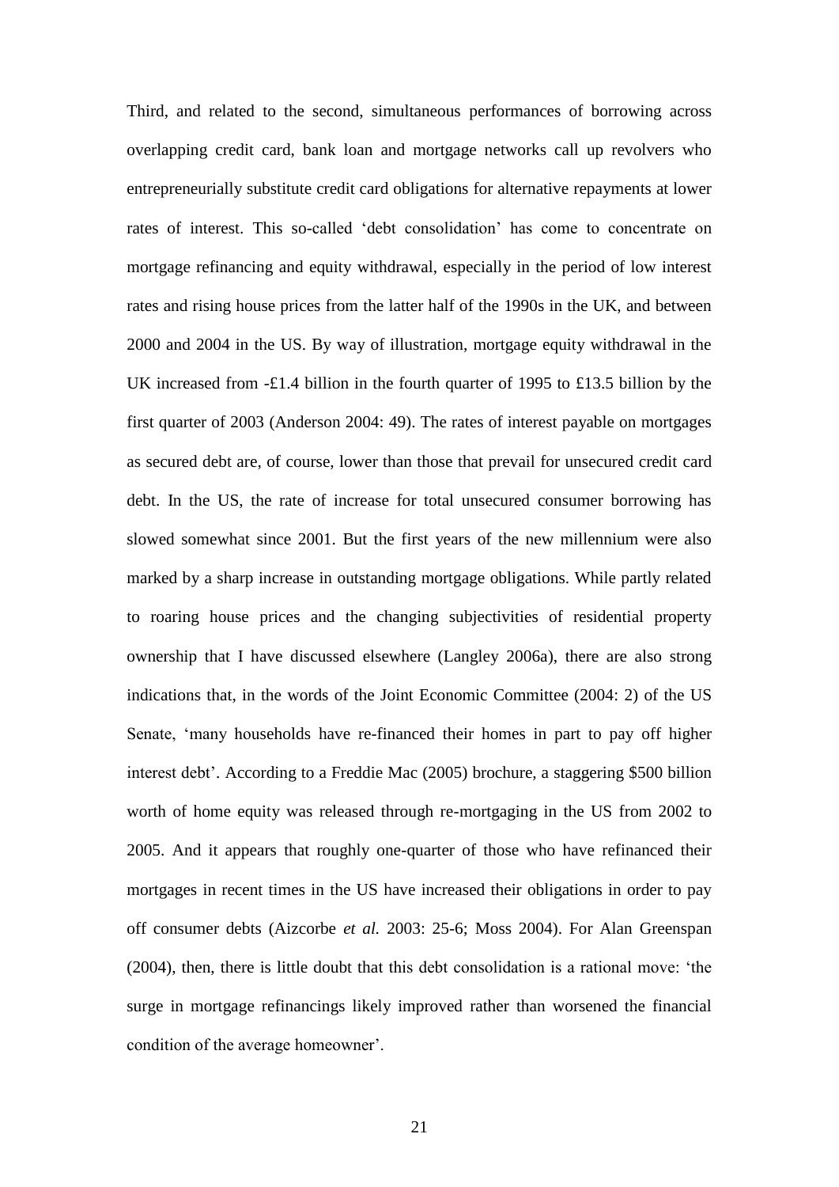Third, and related to the second, simultaneous performances of borrowing across overlapping credit card, bank loan and mortgage networks call up revolvers who entrepreneurially substitute credit card obligations for alternative repayments at lower rates of interest. This so-called 'debt consolidation' has come to concentrate on mortgage refinancing and equity withdrawal, especially in the period of low interest rates and rising house prices from the latter half of the 1990s in the UK, and between 2000 and 2004 in the US. By way of illustration, mortgage equity withdrawal in the UK increased from -£1.4 billion in the fourth quarter of 1995 to £13.5 billion by the first quarter of 2003 (Anderson 2004: 49). The rates of interest payable on mortgages as secured debt are, of course, lower than those that prevail for unsecured credit card debt. In the US, the rate of increase for total unsecured consumer borrowing has slowed somewhat since 2001. But the first years of the new millennium were also marked by a sharp increase in outstanding mortgage obligations. While partly related to roaring house prices and the changing subjectivities of residential property ownership that I have discussed elsewhere (Langley 2006a), there are also strong indications that, in the words of the Joint Economic Committee (2004: 2) of the US Senate, 'many households have re-financed their homes in part to pay off higher interest debt'. According to a Freddie Mac (2005) brochure, a staggering $500 billion worth of home equity was released through re-mortgaging in the US from 2002 to 2005. And it appears that roughly one-quarter of those who have refinanced their mortgages in recent times in the US have increased their obligations in order to pay off consumer debts (Aizcorbe *et al.* 2003: 25-6; Moss 2004). For Alan Greenspan (2004), then, there is little doubt that this debt consolidation is a rational move: 'the surge in mortgage refinancings likely improved rather than worsened the financial condition of the average homeowner'.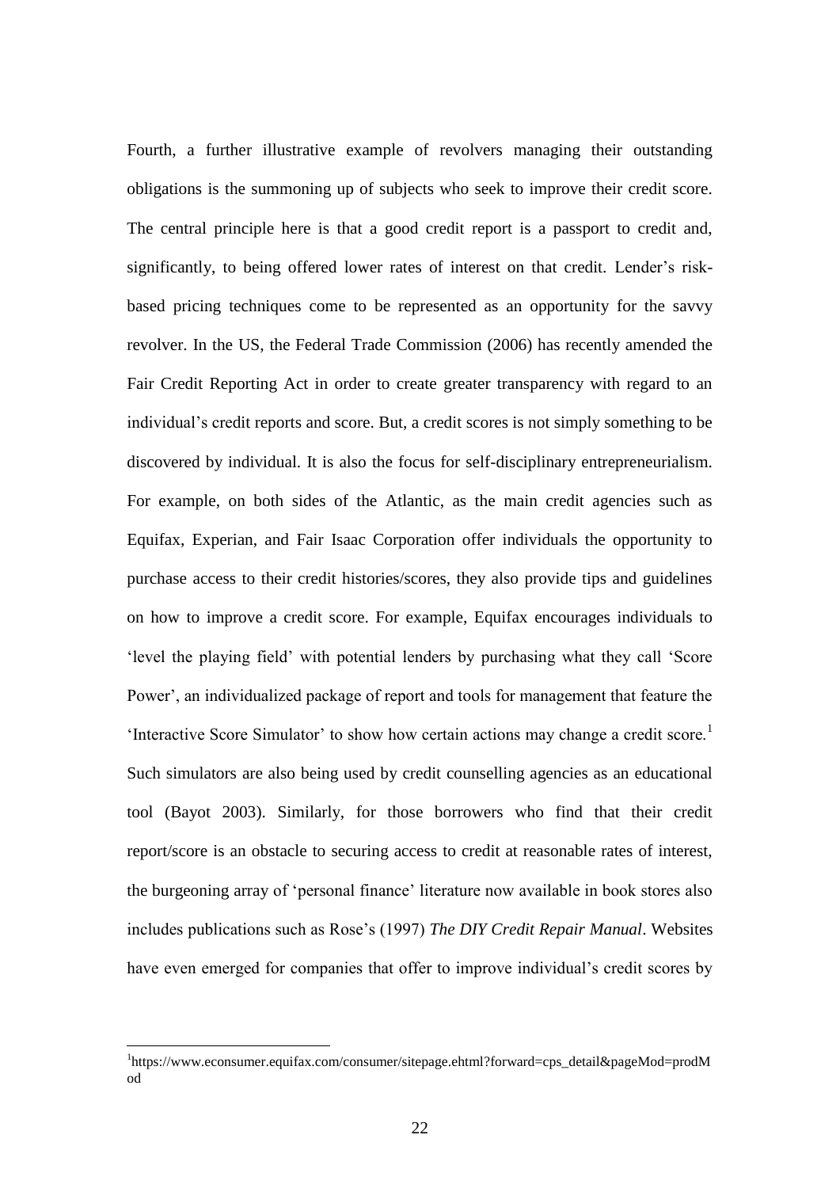Fourth, a further illustrative example of revolvers managing their outstanding obligations is the summoning up of subjects who seek to improve their credit score. The central principle here is that a good credit report is a passport to credit and, significantly, to being offered lower rates of interest on that credit. Lender's risk-based pricing techniques come to be represented as an opportunity for the savvy revolver. In the US, the Federal Trade Commission (2006) has recently amended the Fair Credit Reporting Act in order to create greater transparency with regard to an individual's credit reports and score. But, a credit scores is not simply something to be discovered by individual. It is also the focus for self-disciplinary entrepreneurialism. For example, on both sides of the Atlantic, as the main credit agencies such as Equifax, Experian, and Fair Isaac Corporation offer individuals the opportunity to purchase access to their credit histories/scores, they also provide tips and guidelines on how to improve a credit score. For example, Equifax encourages individuals to 'level the playing field' with potential lenders by purchasing what they call 'Score Power', an individualized package of report and tools for management that feature the 'Interactive Score Simulator' to show how certain actions may change a credit score.[1] Such simulators are also being used by credit counselling agencies as an educational tool (Bayot 2003). Similarly, for those borrowers who find that their credit report/score is an obstacle to securing access to credit at reasonable rates of interest, the burgeoning array of 'personal finance' literature now available in book stores also includes publications such as Rose's (1997) *The DIY Credit Repair Manual*. Websites have even emerged for companies that offer to improve individual's credit scores by

[1] https://www.econsumer.equifax.com/consumer/sitepage.ehtml?forward=cps_detail&pageMod=prodMod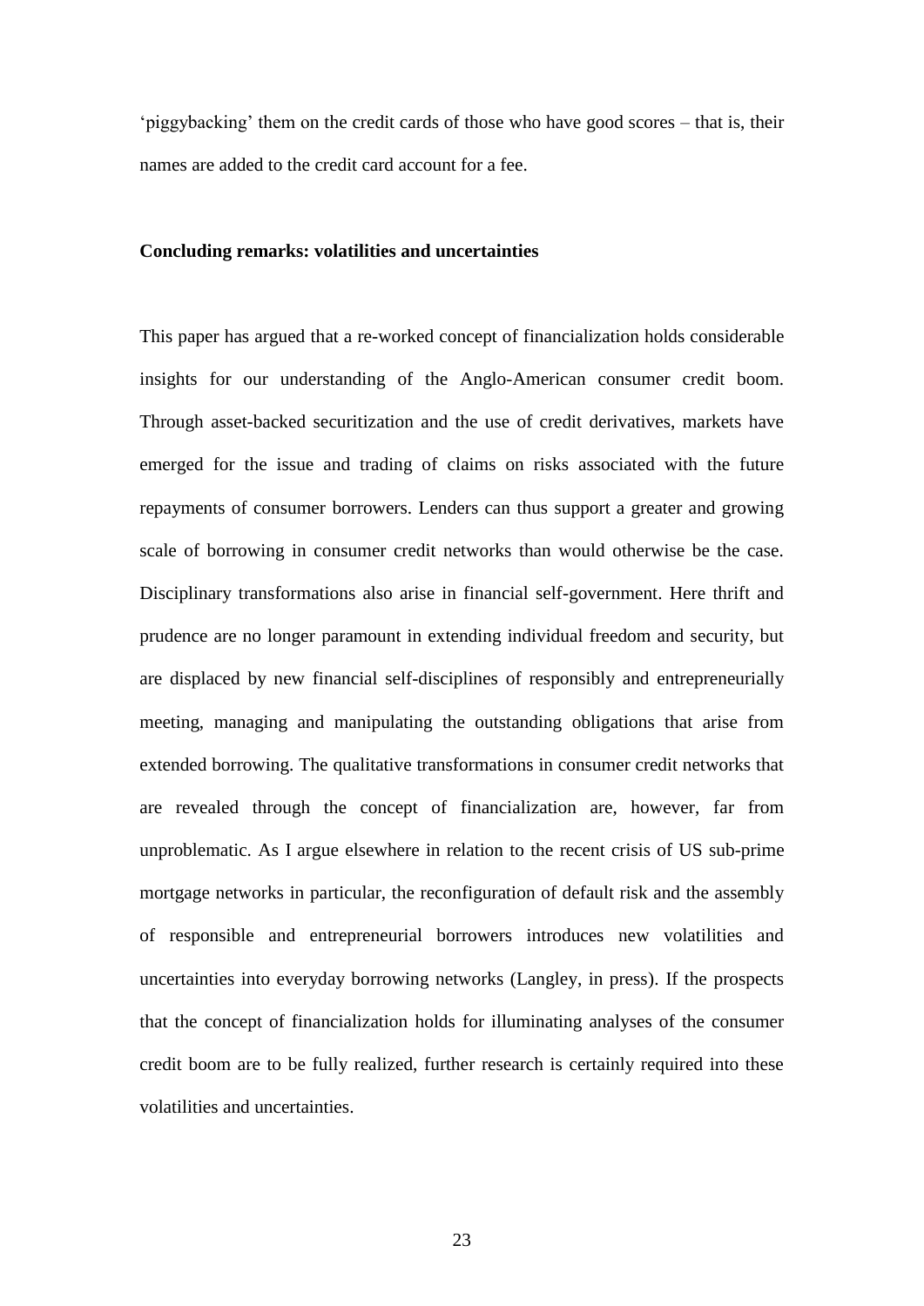'piggybacking' them on the credit cards of those who have good scores – that is, their names are added to the credit card account for a fee.

## Concluding remarks: volatilities and uncertainties

This paper has argued that a re-worked concept of financialization holds considerable insights for our understanding of the Anglo-American consumer credit boom. Through asset-backed securitization and the use of credit derivatives, markets have emerged for the issue and trading of claims on risks associated with the future repayments of consumer borrowers. Lenders can thus support a greater and growing scale of borrowing in consumer credit networks than would otherwise be the case. Disciplinary transformations also arise in financial self-government. Here thrift and prudence are no longer paramount in extending individual freedom and security, but are displaced by new financial self-disciplines of responsibly and entrepreneurially meeting, managing and manipulating the outstanding obligations that arise from extended borrowing. The qualitative transformations in consumer credit networks that are revealed through the concept of financialization are, however, far from unproblematic. As I argue elsewhere in relation to the recent crisis of US sub-prime mortgage networks in particular, the reconfiguration of default risk and the assembly of responsible and entrepreneurial borrowers introduces new volatilities and uncertainties into everyday borrowing networks (Langley, in press). If the prospects that the concept of financialization holds for illuminating analyses of the consumer credit boom are to be fully realized, further research is certainly required into these volatilities and uncertainties.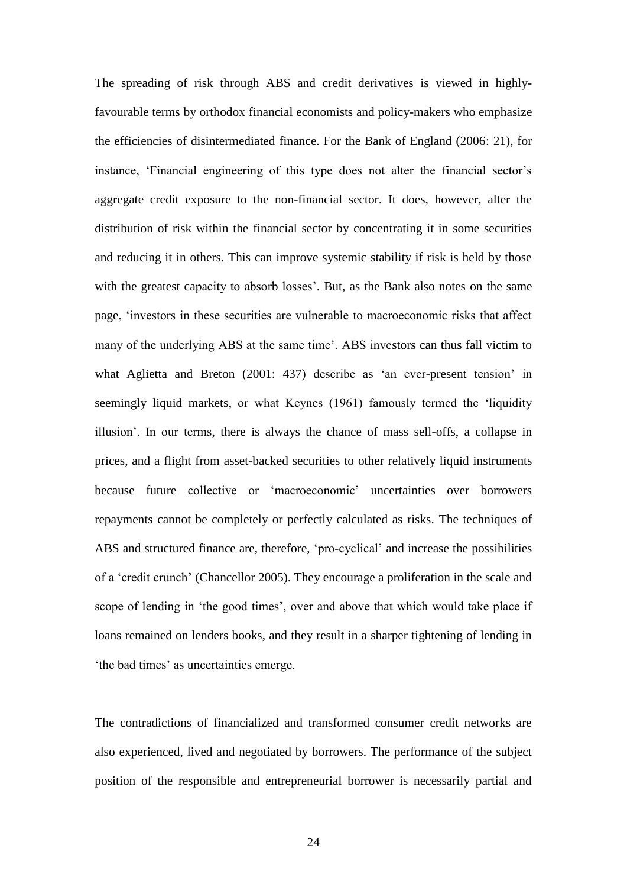The spreading of risk through ABS and credit derivatives is viewed in highly-favourable terms by orthodox financial economists and policy-makers who emphasize the efficiencies of disintermediated finance. For the Bank of England (2006: 21), for instance, 'Financial engineering of this type does not alter the financial sector's aggregate credit exposure to the non-financial sector. It does, however, alter the distribution of risk within the financial sector by concentrating it in some securities and reducing it in others. This can improve systemic stability if risk is held by those with the greatest capacity to absorb losses'. But, as the Bank also notes on the same page, 'investors in these securities are vulnerable to macroeconomic risks that affect many of the underlying ABS at the same time'. ABS investors can thus fall victim to what Aglietta and Breton (2001: 437) describe as 'an ever-present tension' in seemingly liquid markets, or what Keynes (1961) famously termed the 'liquidity illusion'. In our terms, there is always the chance of mass sell-offs, a collapse in prices, and a flight from asset-backed securities to other relatively liquid instruments because future collective or 'macroeconomic' uncertainties over borrowers repayments cannot be completely or perfectly calculated as risks. The techniques of ABS and structured finance are, therefore, 'pro-cyclical' and increase the possibilities of a 'credit crunch' (Chancellor 2005). They encourage a proliferation in the scale and scope of lending in 'the good times', over and above that which would take place if loans remained on lenders books, and they result in a sharper tightening of lending in 'the bad times' as uncertainties emerge.

The contradictions of financialized and transformed consumer credit networks are also experienced, lived and negotiated by borrowers. The performance of the subject position of the responsible and entrepreneurial borrower is necessarily partial and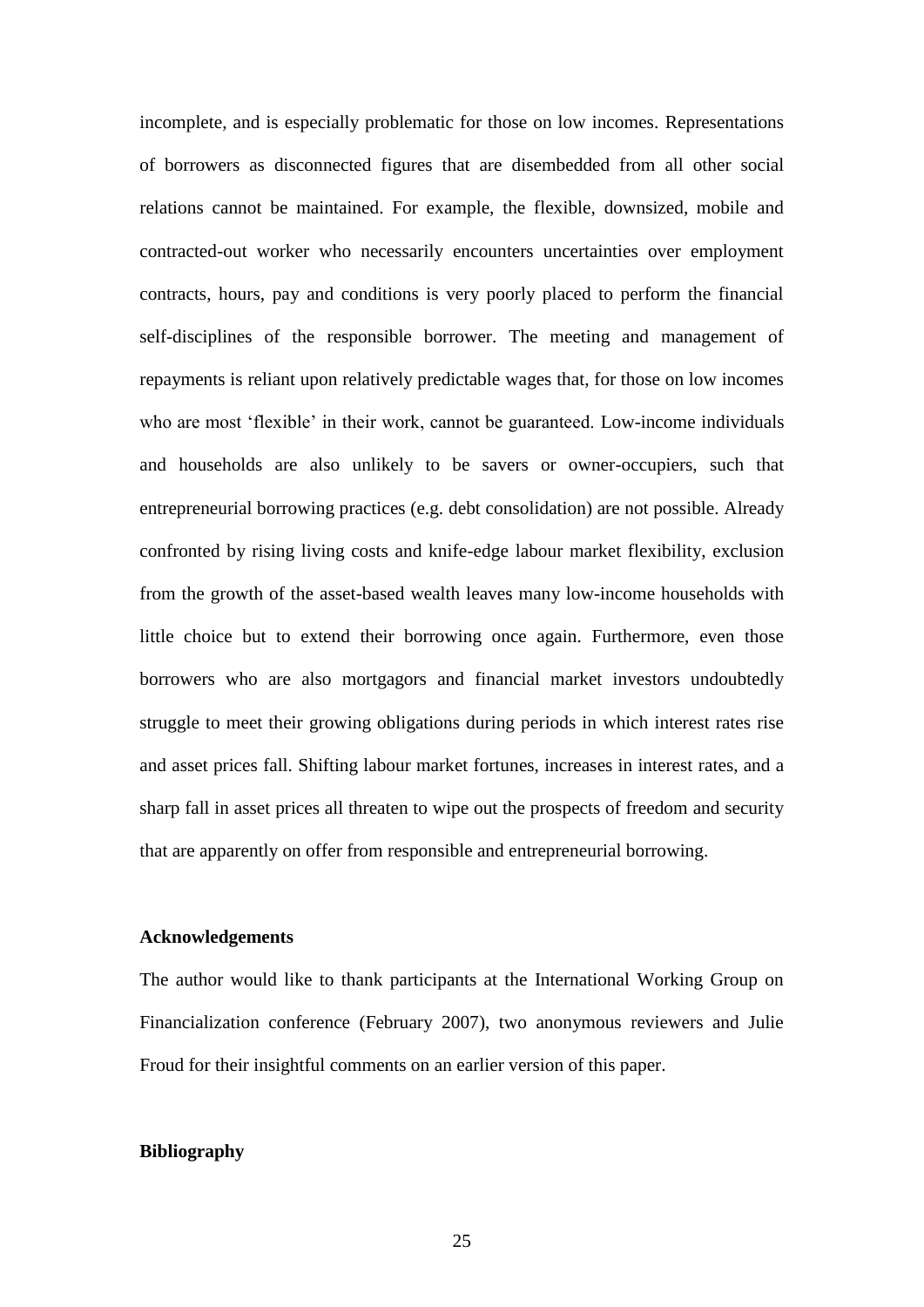incomplete, and is especially problematic for those on low incomes. Representations of borrowers as disconnected figures that are disembedded from all other social relations cannot be maintained. For example, the flexible, downsized, mobile and contracted-out worker who necessarily encounters uncertainties over employment contracts, hours, pay and conditions is very poorly placed to perform the financial self-disciplines of the responsible borrower. The meeting and management of repayments is reliant upon relatively predictable wages that, for those on low incomes who are most 'flexible' in their work, cannot be guaranteed. Low-income individuals and households are also unlikely to be savers or owner-occupiers, such that entrepreneurial borrowing practices (e.g. debt consolidation) are not possible. Already confronted by rising living costs and knife-edge labour market flexibility, exclusion from the growth of the asset-based wealth leaves many low-income households with little choice but to extend their borrowing once again. Furthermore, even those borrowers who are also mortgagors and financial market investors undoubtedly struggle to meet their growing obligations during periods in which interest rates rise and asset prices fall. Shifting labour market fortunes, increases in interest rates, and a sharp fall in asset prices all threaten to wipe out the prospects of freedom and security that are apparently on offer from responsible and entrepreneurial borrowing.

**Acknowledgements**

The author would like to thank participants at the International Working Group on Financialization conference (February 2007), two anonymous reviewers and Julie Froud for their insightful comments on an earlier version of this paper.

**Bibliography**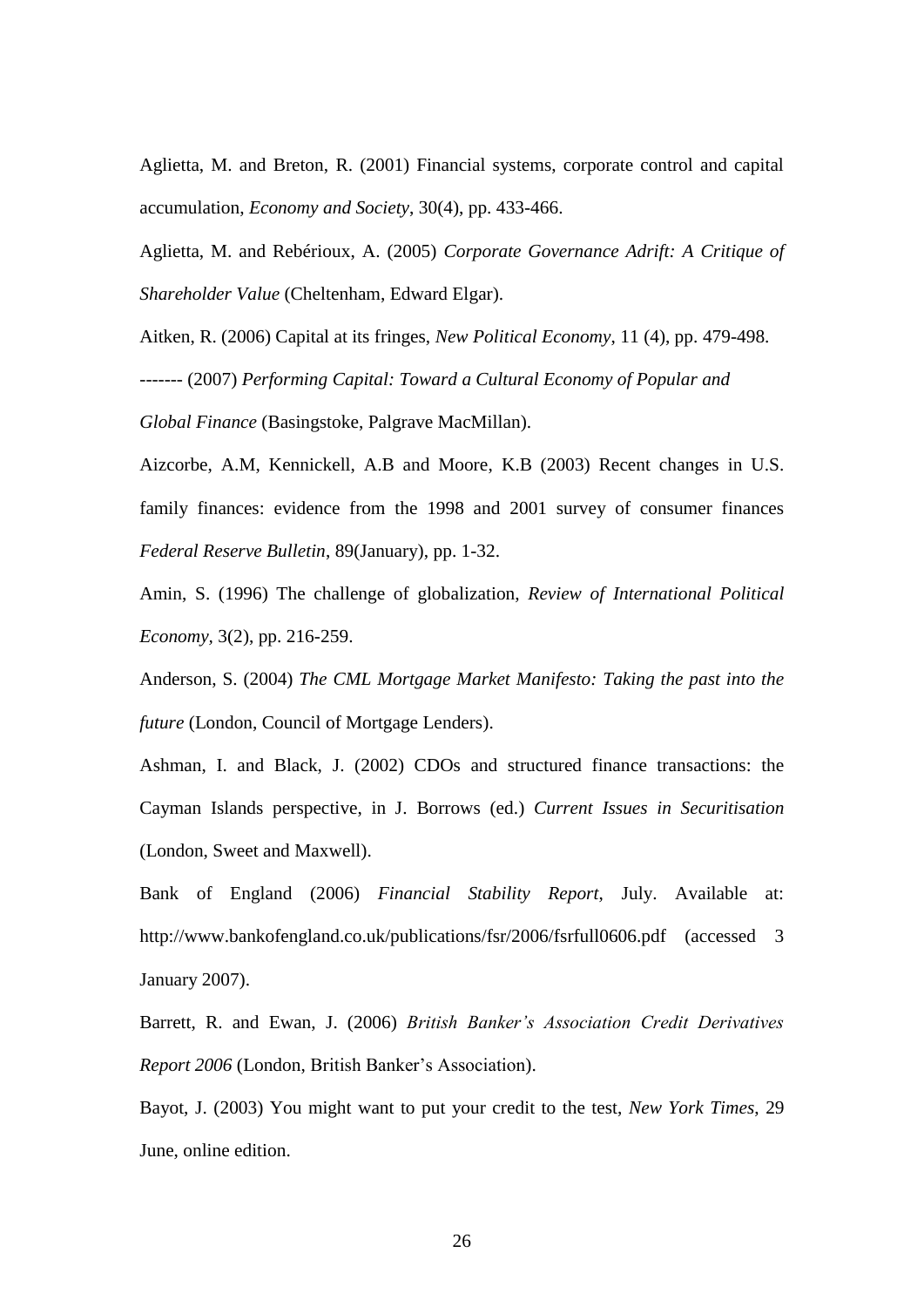Aglietta, M. and Breton, R. (2001) Financial systems, corporate control and capital accumulation, *Economy and Society*, 30(4), pp. 433-466.

Aglietta, M. and Rebérioux, A. (2005) *Corporate Governance Adrift: A Critique of Shareholder Value* (Cheltenham, Edward Elgar).

Aitken, R. (2006) Capital at its fringes, *New Political Economy*, 11 (4), pp. 479-498.

------- (2007) *Performing Capital: Toward a Cultural Economy of Popular and Global Finance* (Basingstoke, Palgrave MacMillan).

Aizcorbe, A.M, Kennickell, A.B and Moore, K.B (2003) Recent changes in U.S. family finances: evidence from the 1998 and 2001 survey of consumer finances *Federal Reserve Bulletin*, 89(January), pp. 1-32.

Amin, S. (1996) The challenge of globalization, *Review of International Political Economy*, 3(2), pp. 216-259.

Anderson, S. (2004) *The CML Mortgage Market Manifesto: Taking the past into the future* (London, Council of Mortgage Lenders).

Ashman, I. and Black, J. (2002) CDOs and structured finance transactions: the Cayman Islands perspective, in J. Borrows (ed.) *Current Issues in Securitisation* (London, Sweet and Maxwell).

Bank of England (2006) *Financial Stability Report*, July. Available at: http://www.bankofengland.co.uk/publications/fsr/2006/fsrfull0606.pdf (accessed 3 January 2007).

Barrett, R. and Ewan, J. (2006) *British Banker's Association Credit Derivatives Report 2006* (London, British Banker's Association).

Bayot, J. (2003) You might want to put your credit to the test, *New York Times*, 29 June, online edition.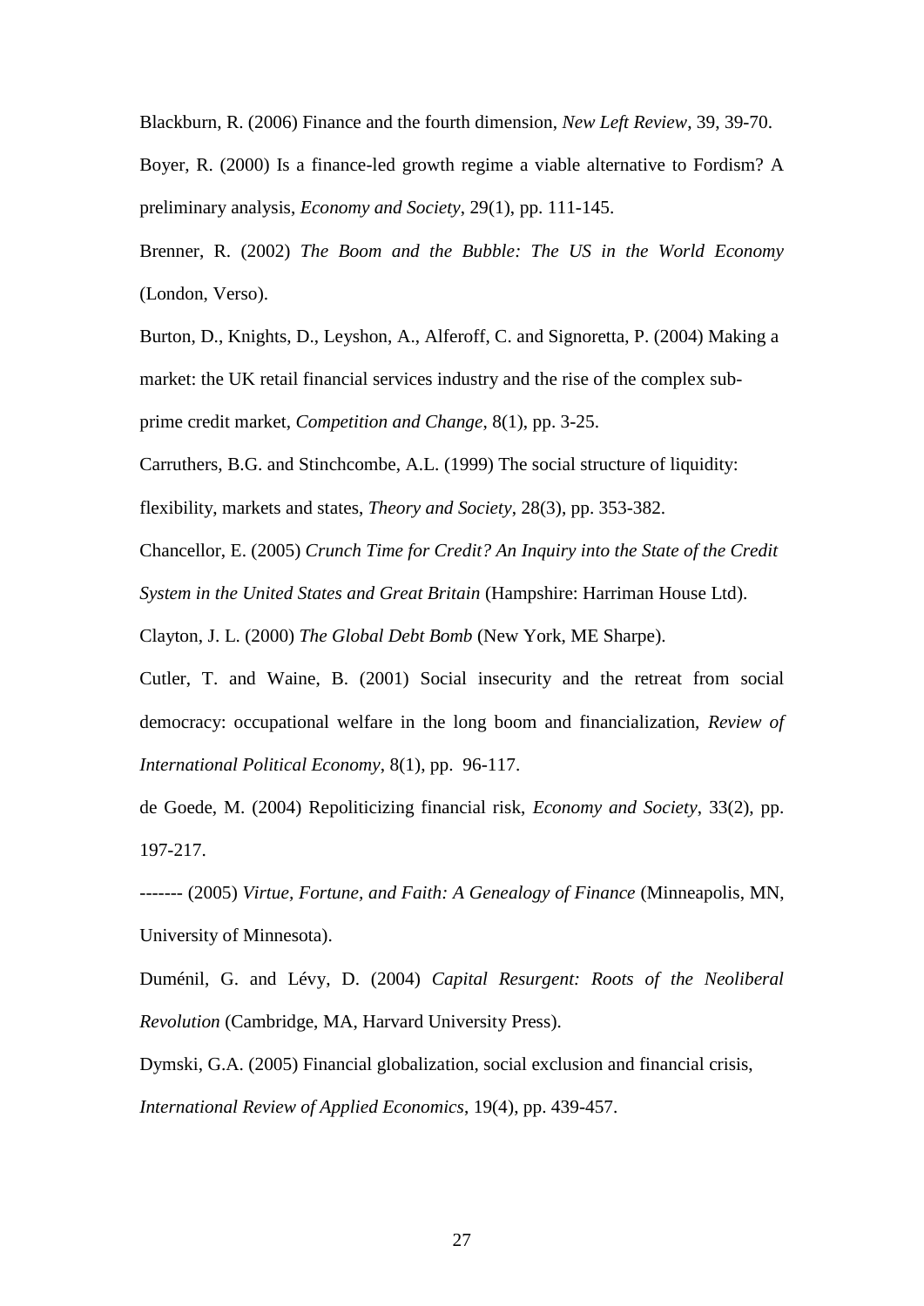Blackburn, R. (2006) Finance and the fourth dimension, *New Left Review*, 39, 39-70.

Boyer, R. (2000) Is a finance-led growth regime a viable alternative to Fordism? A preliminary analysis, *Economy and Society*, 29(1), pp. 111-145.

Brenner, R. (2002) *The Boom and the Bubble: The US in the World Economy* (London, Verso).

Burton, D., Knights, D., Leyshon, A., Alferoff, C. and Signoretta, P. (2004) Making a market: the UK retail financial services industry and the rise of the complex sub-prime credit market, *Competition and Change*, 8(1), pp. 3-25.

Carruthers, B.G. and Stinchcombe, A.L. (1999) The social structure of liquidity: flexibility, markets and states, *Theory and Society*, 28(3), pp. 353-382.

Chancellor, E. (2005) *Crunch Time for Credit? An Inquiry into the State of the Credit System in the United States and Great Britain* (Hampshire: Harriman House Ltd).

Clayton, J. L. (2000) *The Global Debt Bomb* (New York, ME Sharpe).

Cutler, T. and Waine, B. (2001) Social insecurity and the retreat from social democracy: occupational welfare in the long boom and financialization, *Review of International Political Economy*, 8(1), pp. 96-117.

de Goede, M. (2004) Repoliticizing financial risk, *Economy and Society*, 33(2), pp. 197-217.

------- (2005) *Virtue, Fortune, and Faith: A Genealogy of Finance* (Minneapolis, MN, University of Minnesota).

Duménil, G. and Lévy, D. (2004) *Capital Resurgent: Roots of the Neoliberal Revolution* (Cambridge, MA, Harvard University Press).

Dymski, G.A. (2005) Financial globalization, social exclusion and financial crisis, *International Review of Applied Economics*, 19(4), pp. 439-457.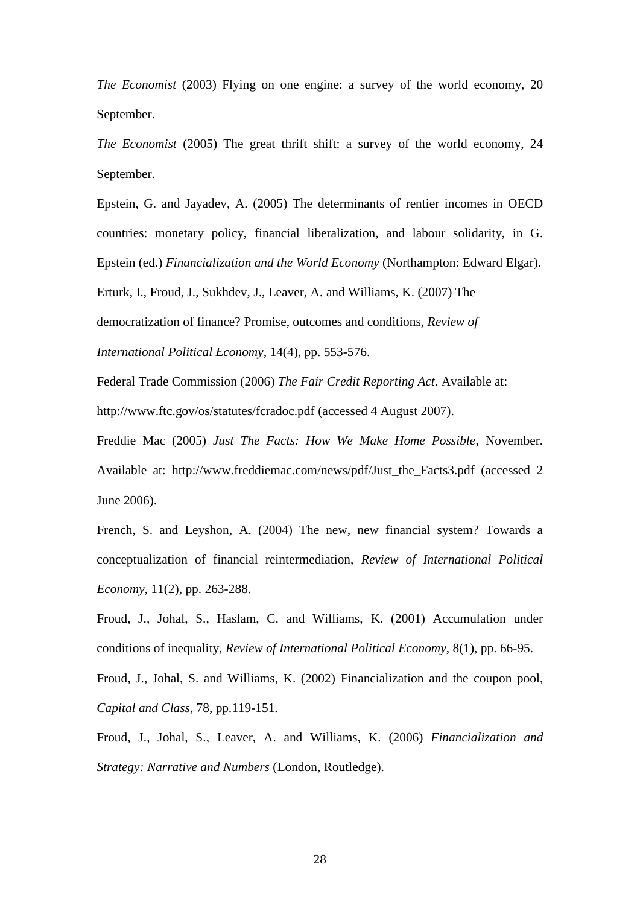*The Economist* (2003) Flying on one engine: a survey of the world economy, 20 September.

*The Economist* (2005) The great thrift shift: a survey of the world economy, 24 September.

Epstein, G. and Jayadev, A. (2005) The determinants of rentier incomes in OECD countries: monetary policy, financial liberalization, and labour solidarity, in G. Epstein (ed.) *Financialization and the World Economy* (Northampton: Edward Elgar).

Erturk, I., Froud, J., Sukhdev, J., Leaver, A. and Williams, K. (2007) The democratization of finance? Promise, outcomes and conditions, *Review of International Political Economy*, 14(4), pp. 553-576.

Federal Trade Commission (2006) *The Fair Credit Reporting Act*. Available at: http://www.ftc.gov/os/statutes/fcradoc.pdf (accessed 4 August 2007).

Freddie Mac (2005) *Just The Facts: How We Make Home Possible*, November. Available at: http://www.freddiemac.com/news/pdf/Just_the_Facts3.pdf (accessed 2 June 2006).

French, S. and Leyshon, A. (2004) The new, new financial system? Towards a conceptualization of financial reintermediation, *Review of International Political Economy*, 11(2), pp. 263-288.

Froud, J., Johal, S., Haslam, C. and Williams, K. (2001) Accumulation under conditions of inequality, *Review of International Political Economy*, 8(1), pp. 66-95.

Froud, J., Johal, S. and Williams, K. (2002) Financialization and the coupon pool, *Capital and Class*, 78, pp.119-151.

Froud, J., Johal, S., Leaver, A. and Williams, K. (2006) *Financialization and Strategy: Narrative and Numbers* (London, Routledge).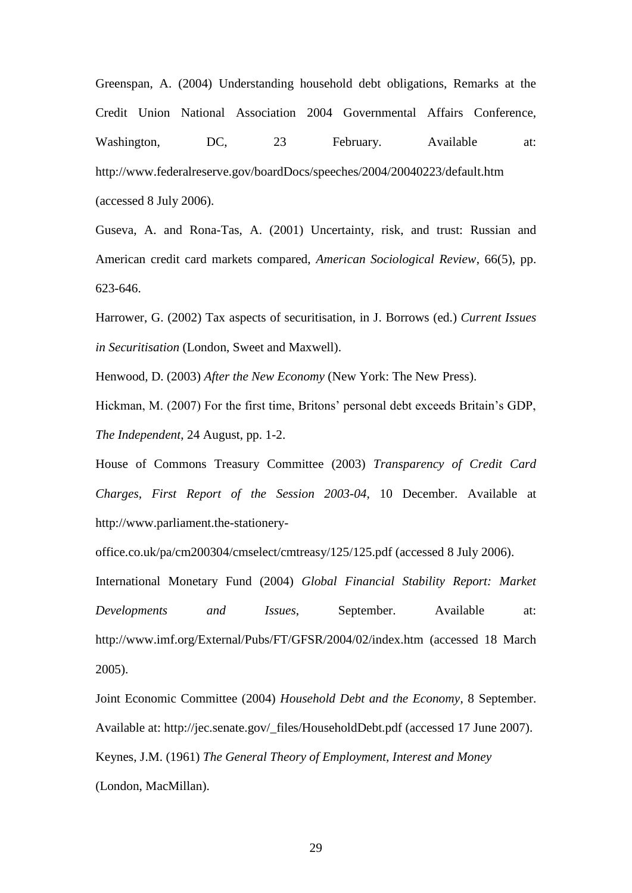Greenspan, A. (2004) Understanding household debt obligations, Remarks at the Credit Union National Association 2004 Governmental Affairs Conference, Washington, DC, 23 February. Available at: http://www.federalreserve.gov/boardDocs/speeches/2004/20040223/default.htm (accessed 8 July 2006).

Guseva, A. and Rona-Tas, A. (2001) Uncertainty, risk, and trust: Russian and American credit card markets compared, *American Sociological Review*, 66(5), pp. 623-646.

Harrower, G. (2002) Tax aspects of securitisation, in J. Borrows (ed.) *Current Issues in Securitisation* (London, Sweet and Maxwell).

Henwood, D. (2003) *After the New Economy* (New York: The New Press).

Hickman, M. (2007) For the first time, Britons' personal debt exceeds Britain's GDP, *The Independent*, 24 August, pp. 1-2.

House of Commons Treasury Committee (2003) *Transparency of Credit Card Charges, First Report of the Session 2003-04*, 10 December. Available at http://www.parliament.the-stationery-office.co.uk/pa/cm200304/cmselect/cmtreasy/125/125.pdf (accessed 8 July 2006).

International Monetary Fund (2004) *Global Financial Stability Report: Market Developments and Issues*, September. Available at: http://www.imf.org/External/Pubs/FT/GFSR/2004/02/index.htm (accessed 18 March 2005).

Joint Economic Committee (2004) *Household Debt and the Economy*, 8 September. Available at: http://jec.senate.gov/_files/HouseholdDebt.pdf (accessed 17 June 2007).

Keynes, J.M. (1961) *The General Theory of Employment, Interest and Money* (London, MacMillan).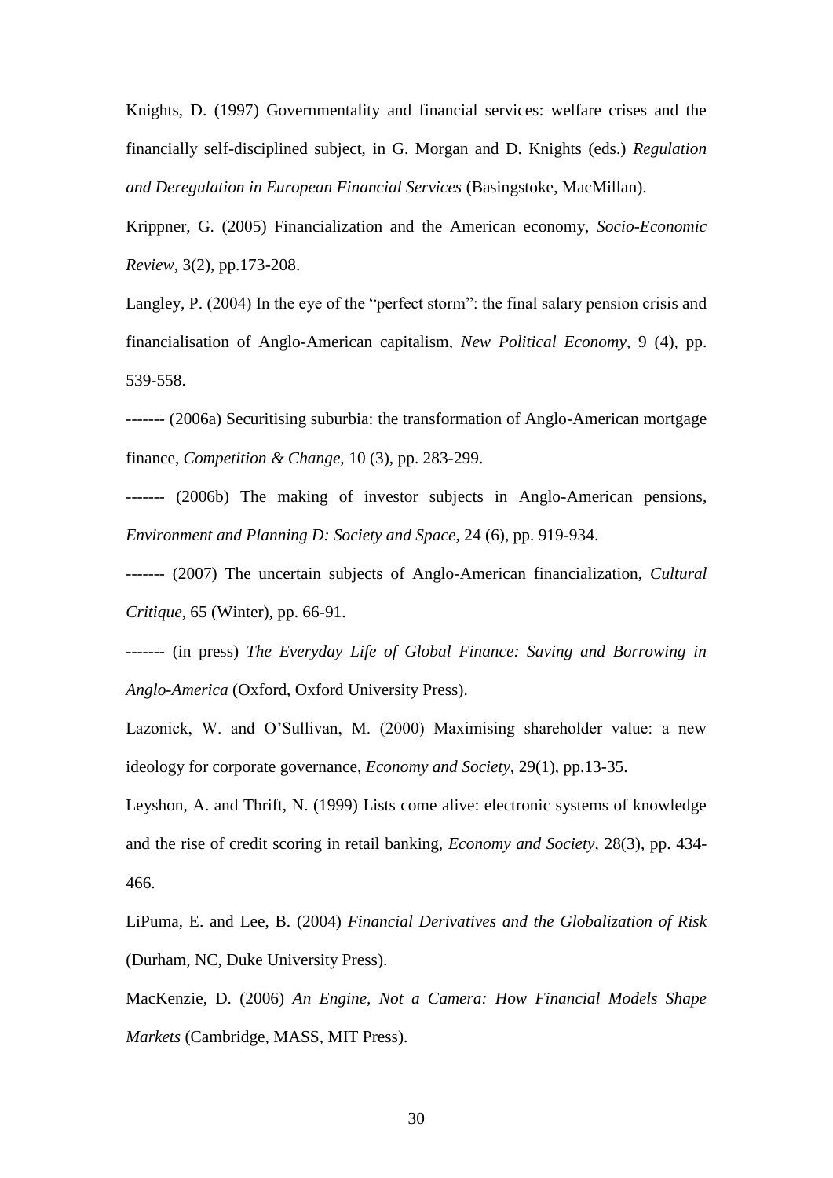Knights, D. (1997) Governmentality and financial services: welfare crises and the financially self-disciplined subject, in G. Morgan and D. Knights (eds.) *Regulation and Deregulation in European Financial Services* (Basingstoke, MacMillan).

Krippner, G. (2005) Financialization and the American economy, *Socio-Economic Review*, 3(2), pp.173-208.

Langley, P. (2004) In the eye of the "perfect storm": the final salary pension crisis and financialisation of Anglo-American capitalism, *New Political Economy*, 9 (4), pp. 539-558.

------- (2006a) Securitising suburbia: the transformation of Anglo-American mortgage finance, *Competition & Change*, 10 (3), pp. 283-299.

------- (2006b) The making of investor subjects in Anglo-American pensions, *Environment and Planning D: Society and Space*, 24 (6), pp. 919-934.

------- (2007) The uncertain subjects of Anglo-American financialization, *Cultural Critique*, 65 (Winter), pp. 66-91.

------- (in press) *The Everyday Life of Global Finance: Saving and Borrowing in Anglo-America* (Oxford, Oxford University Press).

Lazonick, W. and O'Sullivan, M. (2000) Maximising shareholder value: a new ideology for corporate governance, *Economy and Society*, 29(1), pp.13-35.

Leyshon, A. and Thrift, N. (1999) Lists come alive: electronic systems of knowledge and the rise of credit scoring in retail banking, *Economy and Society*, 28(3), pp. 434-466.

LiPuma, E. and Lee, B. (2004) *Financial Derivatives and the Globalization of Risk* (Durham, NC, Duke University Press).

MacKenzie, D. (2006) *An Engine, Not a Camera: How Financial Models Shape Markets* (Cambridge, MASS, MIT Press).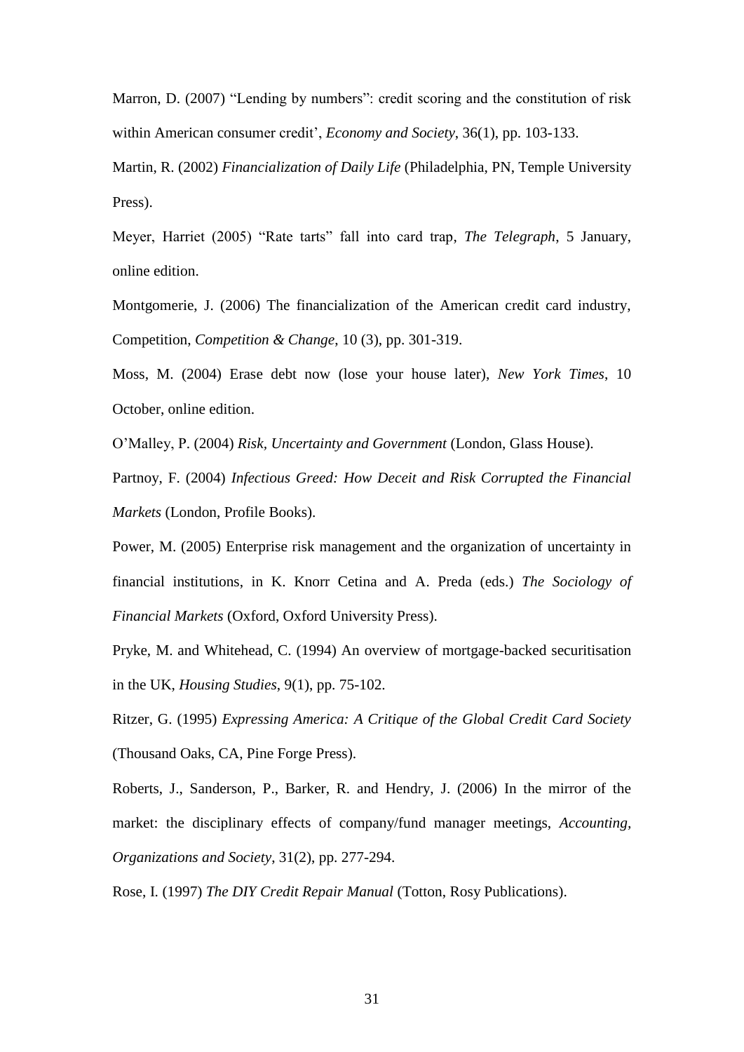Marron, D. (2007) “Lending by numbers”: credit scoring and the constitution of risk within American consumer credit’, *Economy and Society*, 36(1), pp. 103-133.

Martin, R. (2002) *Financialization of Daily Life* (Philadelphia, PN, Temple University Press).

Meyer, Harriet (2005) “Rate tarts” fall into card trap, *The Telegraph*, 5 January, online edition.

Montgomerie, J. (2006) The financialization of the American credit card industry, Competition, *Competition & Change*, 10 (3), pp. 301-319.

Moss, M. (2004) Erase debt now (lose your house later), *New York Times*, 10 October, online edition.

O’Malley, P. (2004) *Risk, Uncertainty and Government* (London, Glass House).

Partnoy, F. (2004) *Infectious Greed: How Deceit and Risk Corrupted the Financial Markets* (London, Profile Books).

Power, M. (2005) Enterprise risk management and the organization of uncertainty in financial institutions, in K. Knorr Cetina and A. Preda (eds.) *The Sociology of Financial Markets* (Oxford, Oxford University Press).

Pryke, M. and Whitehead, C. (1994) An overview of mortgage-backed securitisation in the UK, *Housing Studies*, 9(1), pp. 75-102.

Ritzer, G. (1995) *Expressing America: A Critique of the Global Credit Card Society* (Thousand Oaks, CA, Pine Forge Press).

Roberts, J., Sanderson, P., Barker, R. and Hendry, J. (2006) In the mirror of the market: the disciplinary effects of company/fund manager meetings, *Accounting, Organizations and Society*, 31(2), pp. 277-294.

Rose, I. (1997) *The DIY Credit Repair Manual* (Totton, Rosy Publications).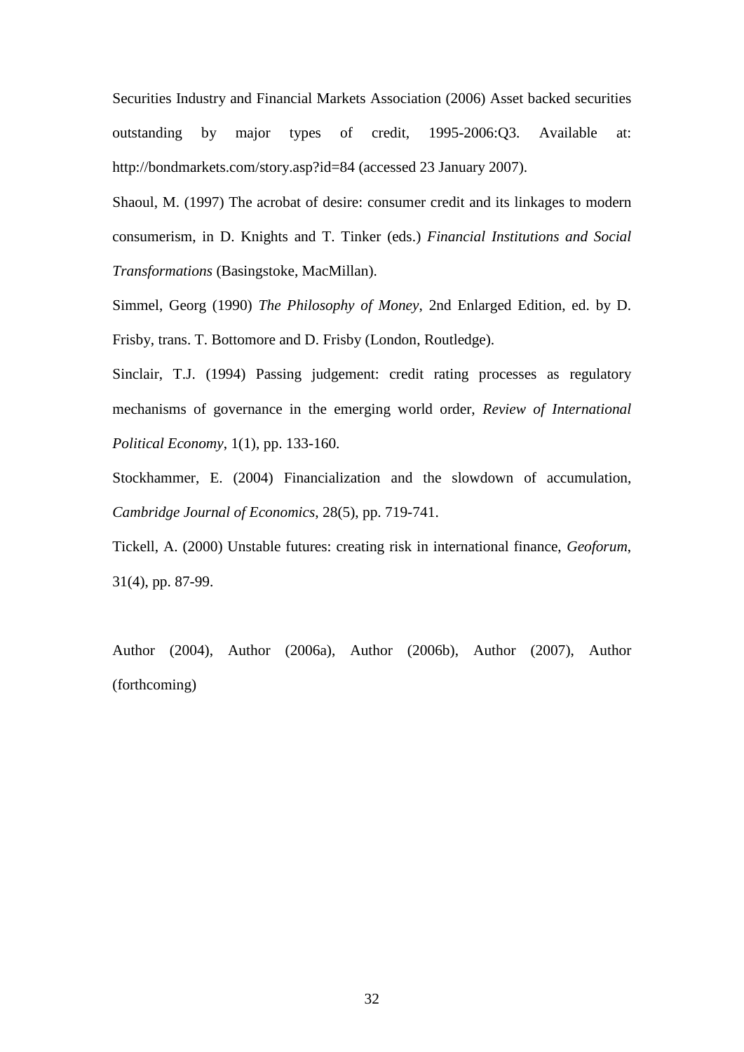Securities Industry and Financial Markets Association (2006) Asset backed securities outstanding by major types of credit, 1995-2006:Q3. Available at: http://bondmarkets.com/story.asp?id=84 (accessed 23 January 2007).

Shaoul, M. (1997) The acrobat of desire: consumer credit and its linkages to modern consumerism, in D. Knights and T. Tinker (eds.) *Financial Institutions and Social Transformations* (Basingstoke, MacMillan).

Simmel, Georg (1990) *The Philosophy of Money*, 2nd Enlarged Edition, ed. by D. Frisby, trans. T. Bottomore and D. Frisby (London, Routledge).

Sinclair, T.J. (1994) Passing judgement: credit rating processes as regulatory mechanisms of governance in the emerging world order, *Review of International Political Economy*, 1(1), pp. 133-160.

Stockhammer, E. (2004) Financialization and the slowdown of accumulation, *Cambridge Journal of Economics*, 28(5), pp. 719-741.

Tickell, A. (2000) Unstable futures: creating risk in international finance, *Geoforum*, 31(4), pp. 87-99.

Author (2004), Author (2006a), Author (2006b), Author (2007), Author (forthcoming)